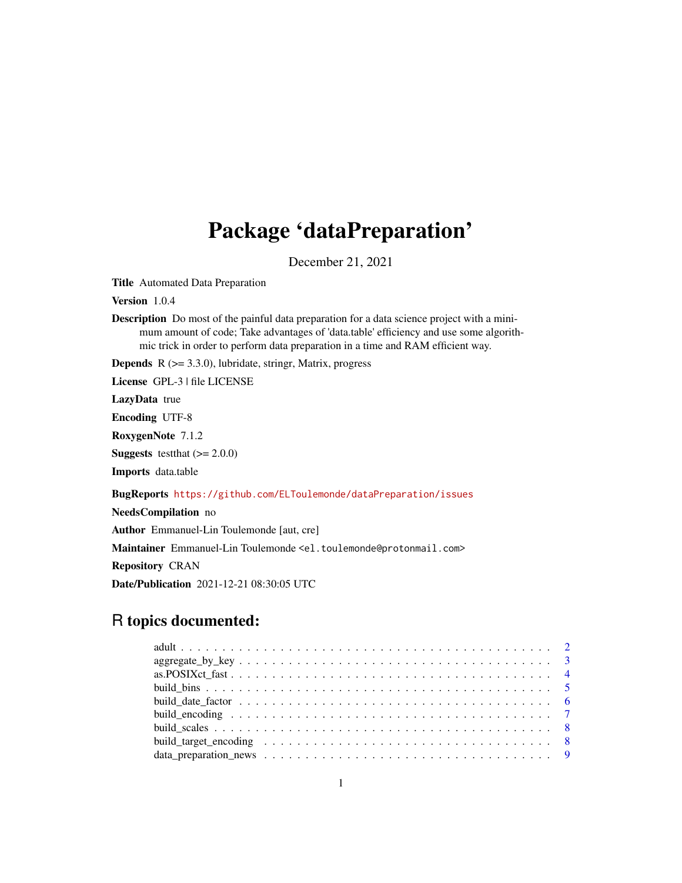# Package 'dataPreparation'

December 21, 2021

**Title** Automated Data Preparation

**Version** 1.0.4

**Description** Do most of the painful data preparation for a data science project with a minimum amount of code; Take advantages of 'data.table' efficiency and use some algorithmic trick in order to perform data preparation in a time and RAM efficient way.

**Depends** R (>= 3.3.0), lubridate, stringr, Matrix, progress

**License** GPL-3 | file LICENSE

**LazyData** true

**Encoding** UTF-8

**RoxygenNote** 7.1.2

**Suggests** testthat (>= 2.0.0)

**Imports** data.table

**BugReports** https://github.com/ELToulemonde/dataPreparation/issues

**NeedsCompilation** no

**Author** Emmanuel-Lin Toulemonde [aut, cre]

**Maintainer** Emmanuel-Lin Toulemonde <el.toulemonde@protonmail.com>

**Repository** CRAN

**Date/Publication** 2021-12-21 08:30:05 UTC

## R topics documented:

| | |
|---|---|
| adult | 2 |
| aggregate_by_key | 3 |
| as.POSIXct_fast | 4 |
| build_bins | 5 |
| build_date_factor | 6 |
| build_encoding | 7 |
| build_scales | 8 |
| build_target_encoding | 8 |
| data_preparation_news | 9 |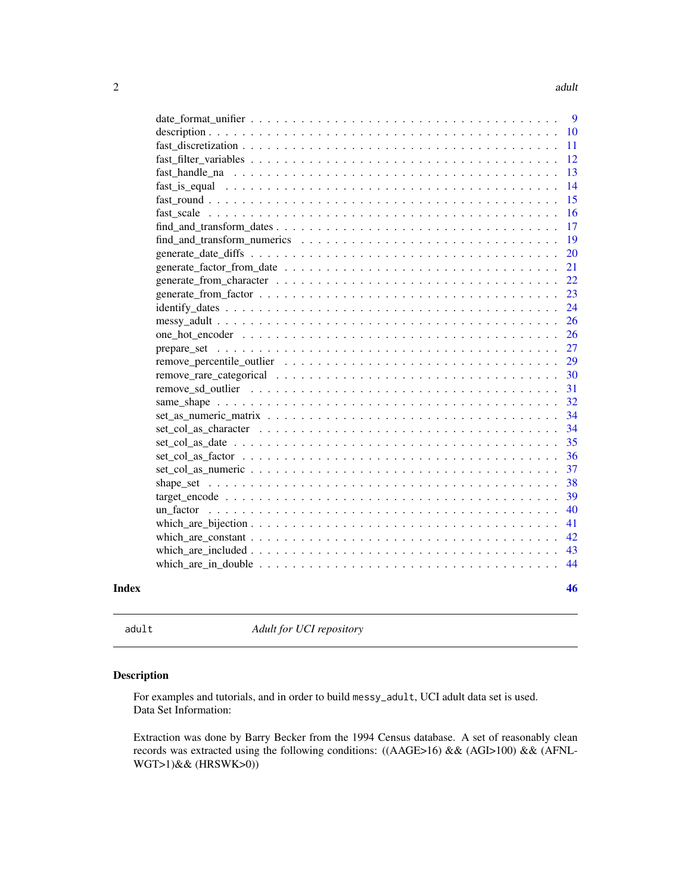date_format_unifier . . . . . . . . . . . . . . . . . . . . . . . . . . . . . . . . . . 9
description . . . . . . . . . . . . . . . . . . . . . . . . . . . . . . . . . . . . . . 10
fast_discretization . . . . . . . . . . . . . . . . . . . . . . . . . . . . . . . . . . 11
fast_filter_variables . . . . . . . . . . . . . . . . . . . . . . . . . . . . . . . . . 12
fast_handle_na . . . . . . . . . . . . . . . . . . . . . . . . . . . . . . . . . . . . 13
fast_is_equal . . . . . . . . . . . . . . . . . . . . . . . . . . . . . . . . . . . . . 14
fast_round . . . . . . . . . . . . . . . . . . . . . . . . . . . . . . . . . . . . . . . 15
fast_scale . . . . . . . . . . . . . . . . . . . . . . . . . . . . . . . . . . . . . . . 16
find_and_transform_dates . . . . . . . . . . . . . . . . . . . . . . . . . . . . . . . . 17
find_and_transform_numerics . . . . . . . . . . . . . . . . . . . . . . . . . . . . . . 19
generate_date_diffs . . . . . . . . . . . . . . . . . . . . . . . . . . . . . . . . . . 20
generate_factor_from_date . . . . . . . . . . . . . . . . . . . . . . . . . . . . . . . 21
generate_from_character . . . . . . . . . . . . . . . . . . . . . . . . . . . . . . . . 22
generate_from_factor . . . . . . . . . . . . . . . . . . . . . . . . . . . . . . . . . . 23
identify_dates . . . . . . . . . . . . . . . . . . . . . . . . . . . . . . . . . . . . . 24
messy_adult . . . . . . . . . . . . . . . . . . . . . . . . . . . . . . . . . . . . . . 26
one_hot_encoder . . . . . . . . . . . . . . . . . . . . . . . . . . . . . . . . . . . . 26
prepare_set . . . . . . . . . . . . . . . . . . . . . . . . . . . . . . . . . . . . . . 27
remove_percentile_outlier . . . . . . . . . . . . . . . . . . . . . . . . . . . . . . . 29
remove_rare_categorical . . . . . . . . . . . . . . . . . . . . . . . . . . . . . . . . 30
remove_sd_outlier . . . . . . . . . . . . . . . . . . . . . . . . . . . . . . . . . . . 31
same_shape . . . . . . . . . . . . . . . . . . . . . . . . . . . . . . . . . . . . . . . 32
set_as_numeric_matrix . . . . . . . . . . . . . . . . . . . . . . . . . . . . . . . . . 34
set_col_as_character . . . . . . . . . . . . . . . . . . . . . . . . . . . . . . . . . . 34
set_col_as_date . . . . . . . . . . . . . . . . . . . . . . . . . . . . . . . . . . . . . 35
set_col_as_factor . . . . . . . . . . . . . . . . . . . . . . . . . . . . . . . . . . . . 36
set_col_as_numeric . . . . . . . . . . . . . . . . . . . . . . . . . . . . . . . . . . . 37
shape_set . . . . . . . . . . . . . . . . . . . . . . . . . . . . . . . . . . . . . . . . 38
target_encode . . . . . . . . . . . . . . . . . . . . . . . . . . . . . . . . . . . . . . 39
un_factor . . . . . . . . . . . . . . . . . . . . . . . . . . . . . . . . . . . . . . . . 40
which_are_bijection . . . . . . . . . . . . . . . . . . . . . . . . . . . . . . . . . . . 41
which_are_constant . . . . . . . . . . . . . . . . . . . . . . . . . . . . . . . . . . . 42
which_are_included . . . . . . . . . . . . . . . . . . . . . . . . . . . . . . . . . . . 43
which_are_in_double . . . . . . . . . . . . . . . . . . . . . . . . . . . . . . . . . . 44

**Index** **46**

---

`adult` *Adult for UCI repository*

---

## Description

For examples and tutorials, and in order to build `messy_adult`, UCI adult data set is used.
Data Set Information:

Extraction was done by Barry Becker from the 1994 Census database. A set of reasonably clean records was extracted using the following conditions: ((AAGE>16) && (AGI>100) && (AFNLWGT>1)&& (HRSWK>0))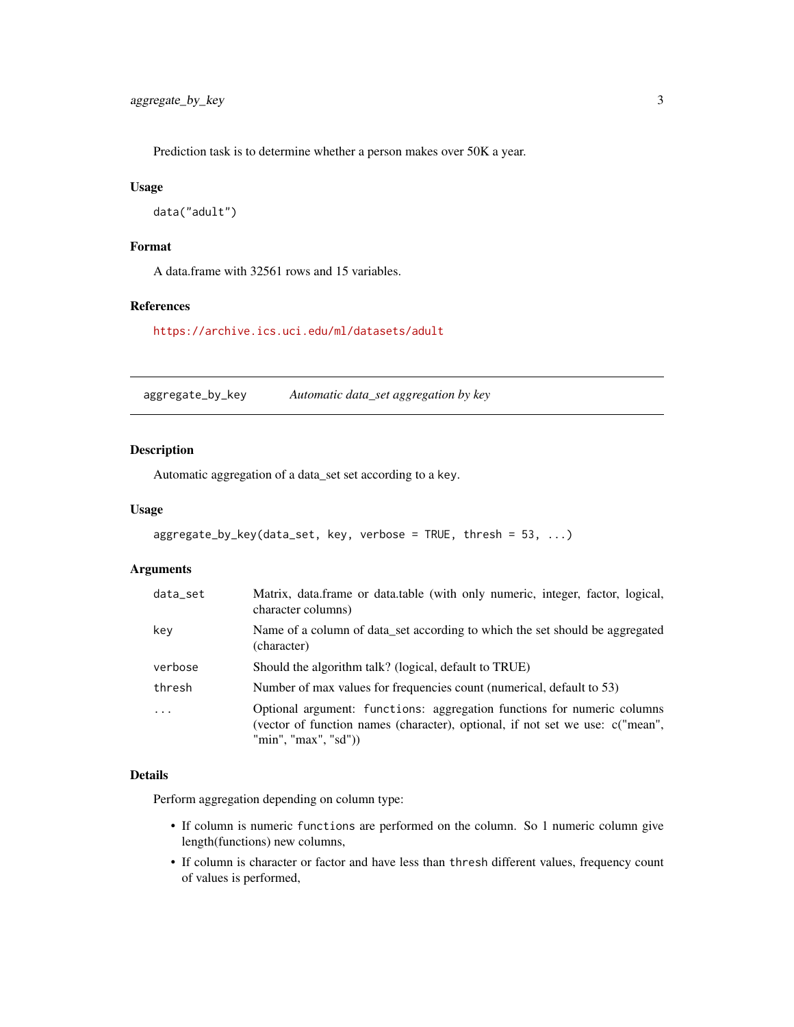Prediction task is to determine whether a person makes over 50K a year.

### Usage

```
data("adult")
```

### Format

A data.frame with 32561 rows and 15 variables.

### References

https://archive.ics.uci.edu/ml/datasets/adult

---

## aggregate_by_key    *Automatic data_set aggregation by key*

---

### Description

Automatic aggregation of a data_set set according to a key.

### Usage

```
aggregate_by_key(data_set, key, verbose = TRUE, thresh = 53, ...)
```

### Arguments

| | |
|---|---|
| `data_set` | Matrix, data.frame or data.table (with only numeric, integer, factor, logical, character columns) |
| `key` | Name of a column of data_set according to which the set should be aggregated (character) |
| `verbose` | Should the algorithm talk? (logical, default to TRUE) |
| `thresh` | Number of max values for frequencies count (numerical, default to 53) |
| `...` | Optional argument: `functions`: aggregation functions for numeric columns (vector of function names (character), optional, if not set we use: c("mean", "min", "max", "sd")) |

### Details

Perform aggregation depending on column type:

- If column is numeric `functions` are performed on the column. So 1 numeric column give length(functions) new columns,
- If column is character or factor and have less than `thresh` different values, frequency count of values is performed,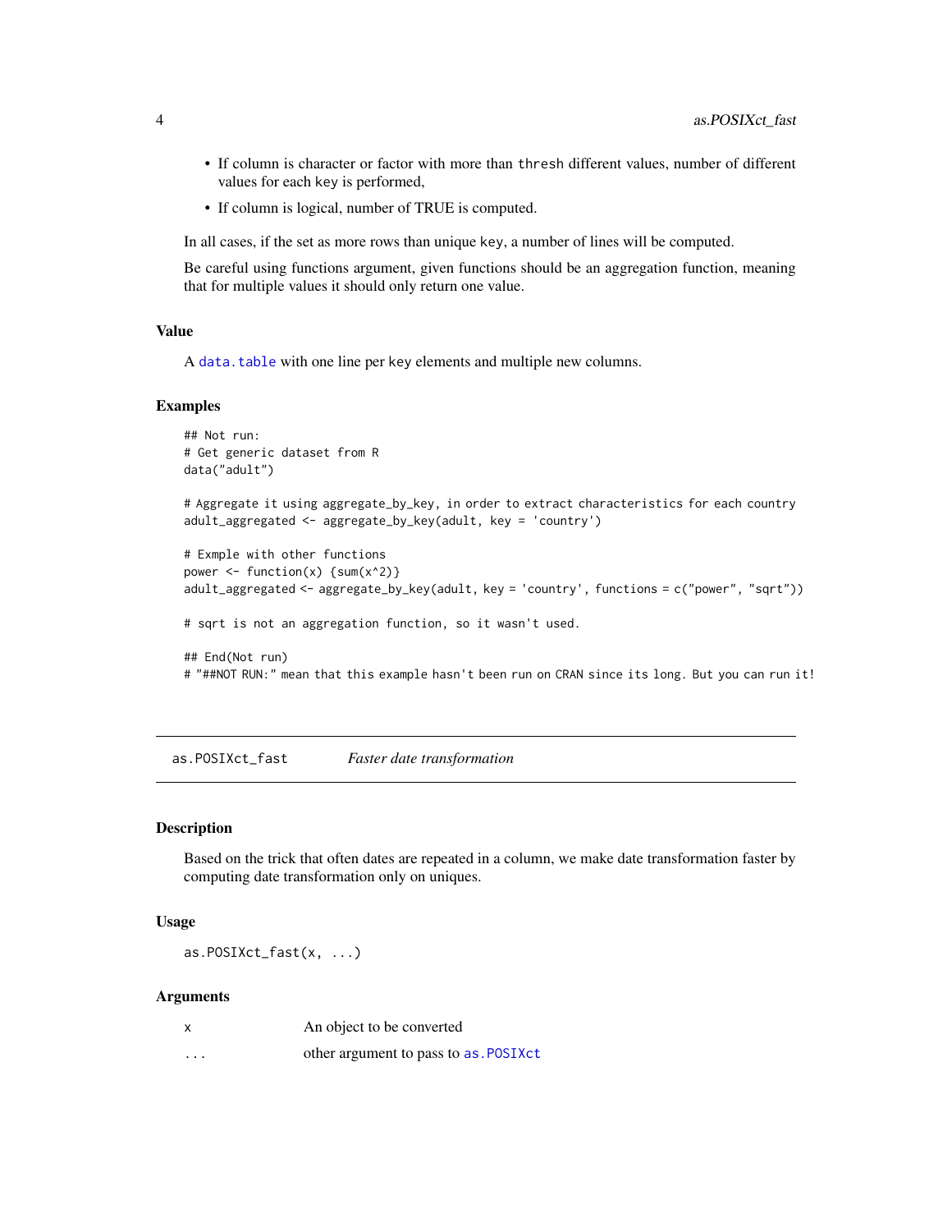- If column is character or factor with more than `thresh` different values, number of different values for each `key` is performed,
- If column is logical, number of TRUE is computed.

In all cases, if the set as more rows than unique `key`, a number of lines will be computed.

Be careful using functions argument, given functions should be an aggregation function, meaning that for multiple values it should only return one value.

### Value

A `data.table` with one line per key elements and multiple new columns.

### Examples

```
## Not run:
# Get generic dataset from R
data("adult")

# Aggregate it using aggregate_by_key, in order to extract characteristics for each country
adult_aggregated <- aggregate_by_key(adult, key = 'country')

# Exmple with other functions
power <- function(x) {sum(x^2)}
adult_aggregated <- aggregate_by_key(adult, key = 'country', functions = c("power", "sqrt"))

# sqrt is not an aggregation function, so it wasn't used.

## End(Not run)
# "##NOT RUN:" mean that this example hasn't been run on CRAN since its long. But you can run it!
```

---

## as.POSIXct_fast    *Faster date transformation*

### Description

Based on the trick that often dates are repeated in a column, we make date transformation faster by computing date transformation only on uniques.

### Usage

```
as.POSIXct_fast(x, ...)
```

### Arguments

| | |
|---|---|
| `x` | An object to be converted |
| `...` | other argument to pass to `as.POSIXct` |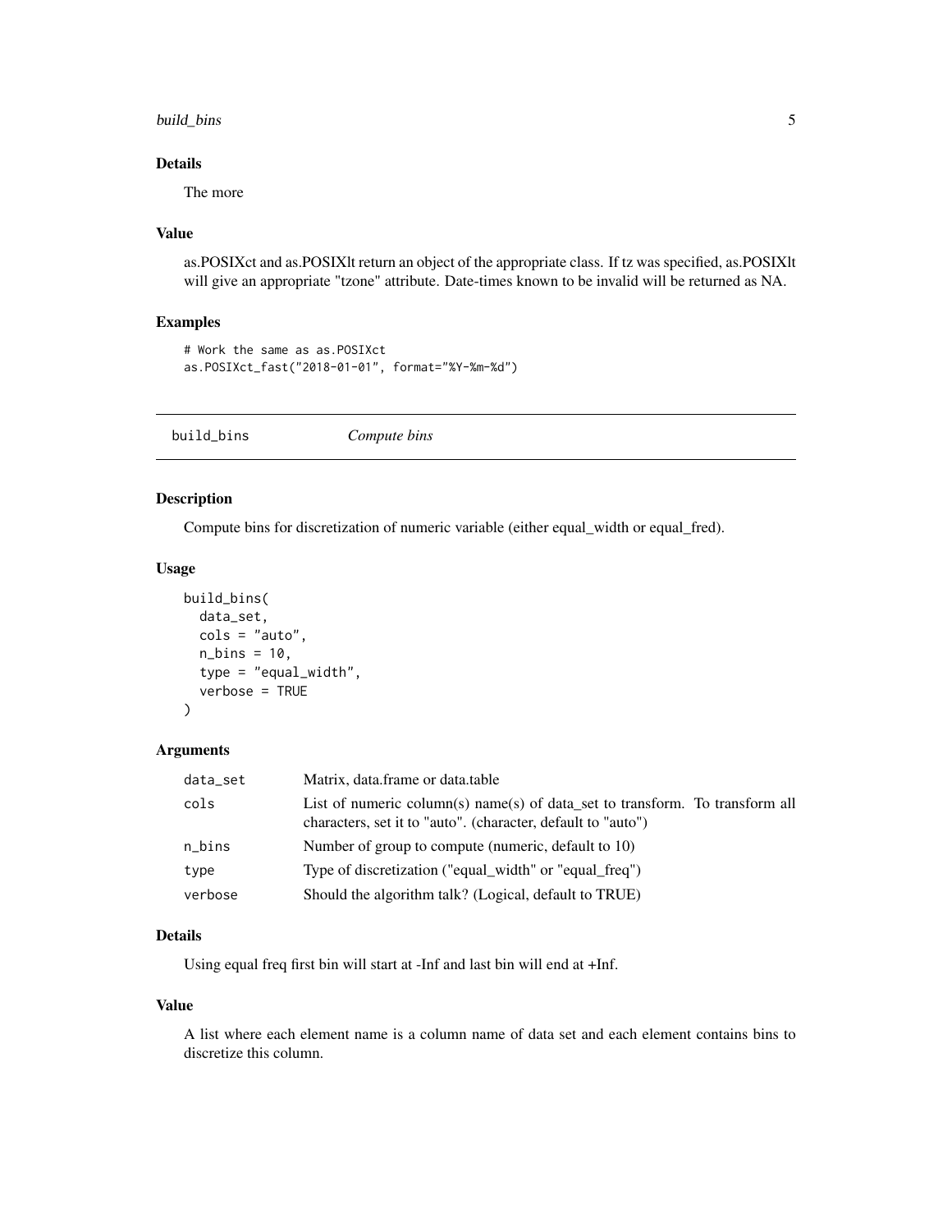### Details

The more

### Value

as.POSIXct and as.POSIXlt return an object of the appropriate class. If tz was specified, as.POSIXlt will give an appropriate "tzone" attribute. Date-times known to be invalid will be returned as NA.

### Examples

```
# Work the same as as.POSIXct
as.POSIXct_fast("2018-01-01", format="%Y-%m-%d")
```

---

## build_bins *Compute bins*

### Description

Compute bins for discretization of numeric variable (either equal_width or equal_fred).

### Usage

```
build_bins(
  data_set,
  cols = "auto",
  n_bins = 10,
  type = "equal_width",
  verbose = TRUE
)
```

### Arguments

| | |
|---|---|
| data_set | Matrix, data.frame or data.table |
| cols | List of numeric column(s) name(s) of data_set to transform. To transform all characters, set it to "auto". (character, default to "auto") |
| n_bins | Number of group to compute (numeric, default to 10) |
| type | Type of discretization ("equal_width" or "equal_freq") |
| verbose | Should the algorithm talk? (Logical, default to TRUE) |

### Details

Using equal freq first bin will start at -Inf and last bin will end at +Inf.

### Value

A list where each element name is a column name of data set and each element contains bins to discretize this column.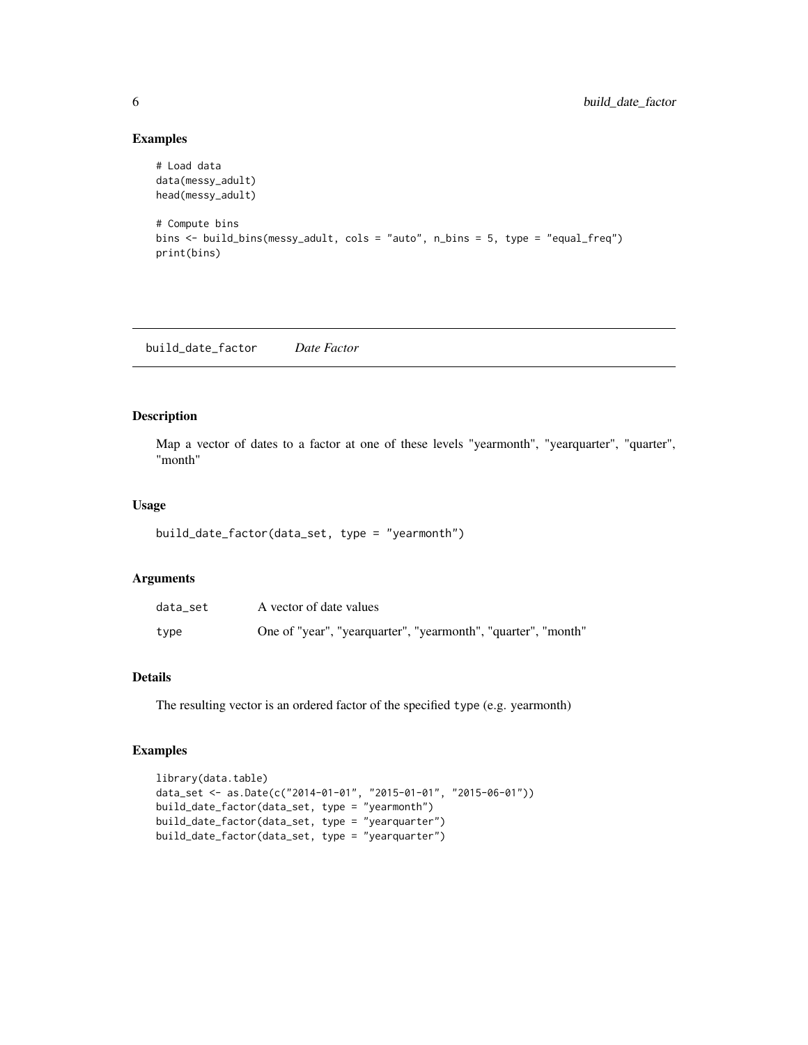## Examples

```
# Load data
data(messy_adult)
head(messy_adult)

# Compute bins
bins <- build_bins(messy_adult, cols = "auto", n_bins = 5, type = "equal_freq")
print(bins)
```

---

# build_date_factor *Date Factor*

---

## Description

Map a vector of dates to a factor at one of these levels "yearmonth", "yearquarter", "quarter", "month"

## Usage

```
build_date_factor(data_set, type = "yearmonth")
```

## Arguments

| | |
|---|---|
| data_set | A vector of date values |
| type | One of "year", "yearquarter", "yearmonth", "quarter", "month" |

## Details

The resulting vector is an ordered factor of the specified `type` (e.g. yearmonth)

## Examples

```
library(data.table)
data_set <- as.Date(c("2014-01-01", "2015-01-01", "2015-06-01"))
build_date_factor(data_set, type = "yearmonth")
build_date_factor(data_set, type = "yearquarter")
build_date_factor(data_set, type = "yearquarter")
```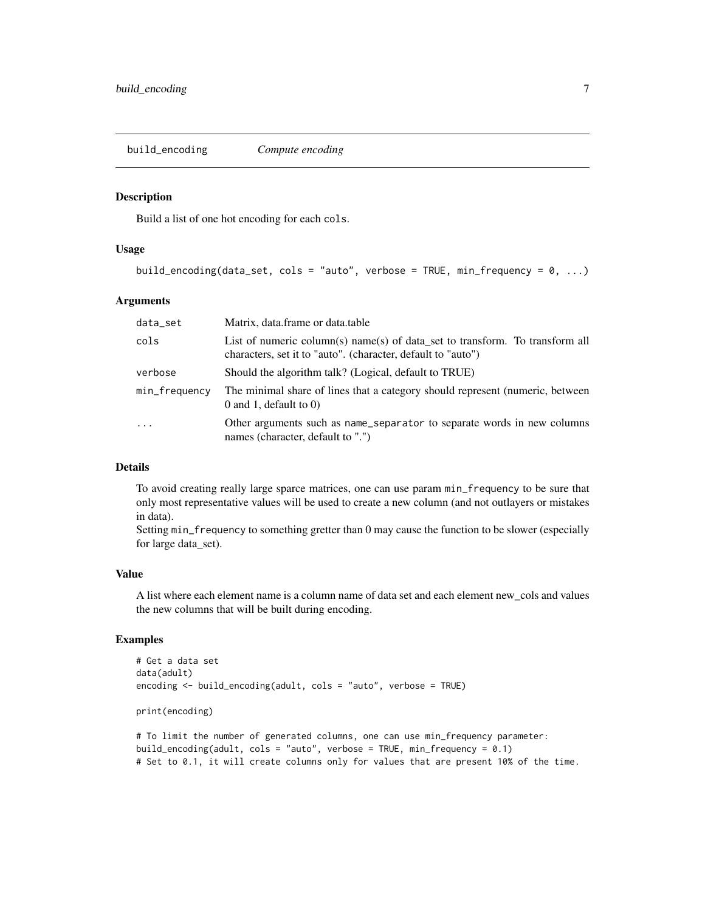## build_encoding — *Compute encoding*

### Description

Build a list of one hot encoding for each `cols`.

### Usage

```
build_encoding(data_set, cols = "auto", verbose = TRUE, min_frequency = 0, ...)
```

### Arguments

| Argument | Description |
| --- | --- |
| `data_set` | Matrix, data.frame or data.table |
| `cols` | List of numeric column(s) name(s) of data_set to transform. To transform all characters, set it to "auto". (character, default to "auto") |
| `verbose` | Should the algorithm talk? (Logical, default to TRUE) |
| `min_frequency` | The minimal share of lines that a category should represent (numeric, between 0 and 1, default to 0) |
| `...` | Other arguments such as `name_separator` to separate words in new columns names (character, default to ".") |

### Details

To avoid creating really large sparce matrices, one can use param `min_frequency` to be sure that only most representative values will be used to create a new column (and not outlayers or mistakes in data).
Setting `min_frequency` to something gretter than 0 may cause the function to be slower (especially for large data_set).

### Value

A list where each element name is a column name of data set and each element new_cols and values the new columns that will be built during encoding.

### Examples

```
# Get a data set
data(adult)
encoding <- build_encoding(adult, cols = "auto", verbose = TRUE)

print(encoding)

# To limit the number of generated columns, one can use min_frequency parameter:
build_encoding(adult, cols = "auto", verbose = TRUE, min_frequency = 0.1)
# Set to 0.1, it will create columns only for values that are present 10% of the time.
```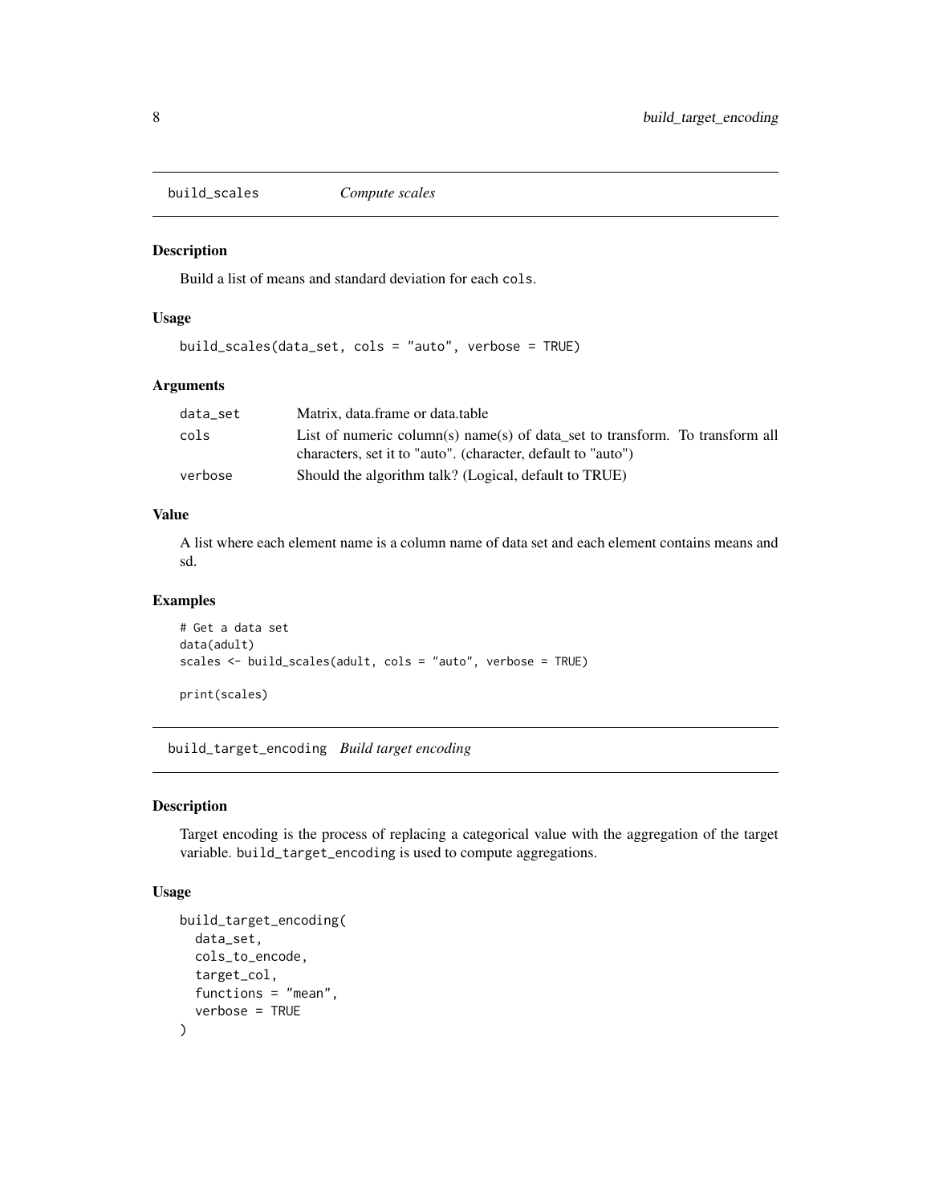## build_scales *Compute scales*

### Description

Build a list of means and standard deviation for each cols.

### Usage

```
build_scales(data_set, cols = "auto", verbose = TRUE)
```

### Arguments

| | |
|---|---|
| data_set | Matrix, data.frame or data.table |
| cols | List of numeric column(s) name(s) of data_set to transform. To transform all characters, set it to "auto". (character, default to "auto") |
| verbose | Should the algorithm talk? (Logical, default to TRUE) |

### Value

A list where each element name is a column name of data set and each element contains means and sd.

### Examples

```
# Get a data set
data(adult)
scales <- build_scales(adult, cols = "auto", verbose = TRUE)

print(scales)
```

## build_target_encoding *Build target encoding*

### Description

Target encoding is the process of replacing a categorical value with the aggregation of the target variable. build_target_encoding is used to compute aggregations.

### Usage

```
build_target_encoding(
  data_set,
  cols_to_encode,
  target_col,
  functions = "mean",
  verbose = TRUE
)
```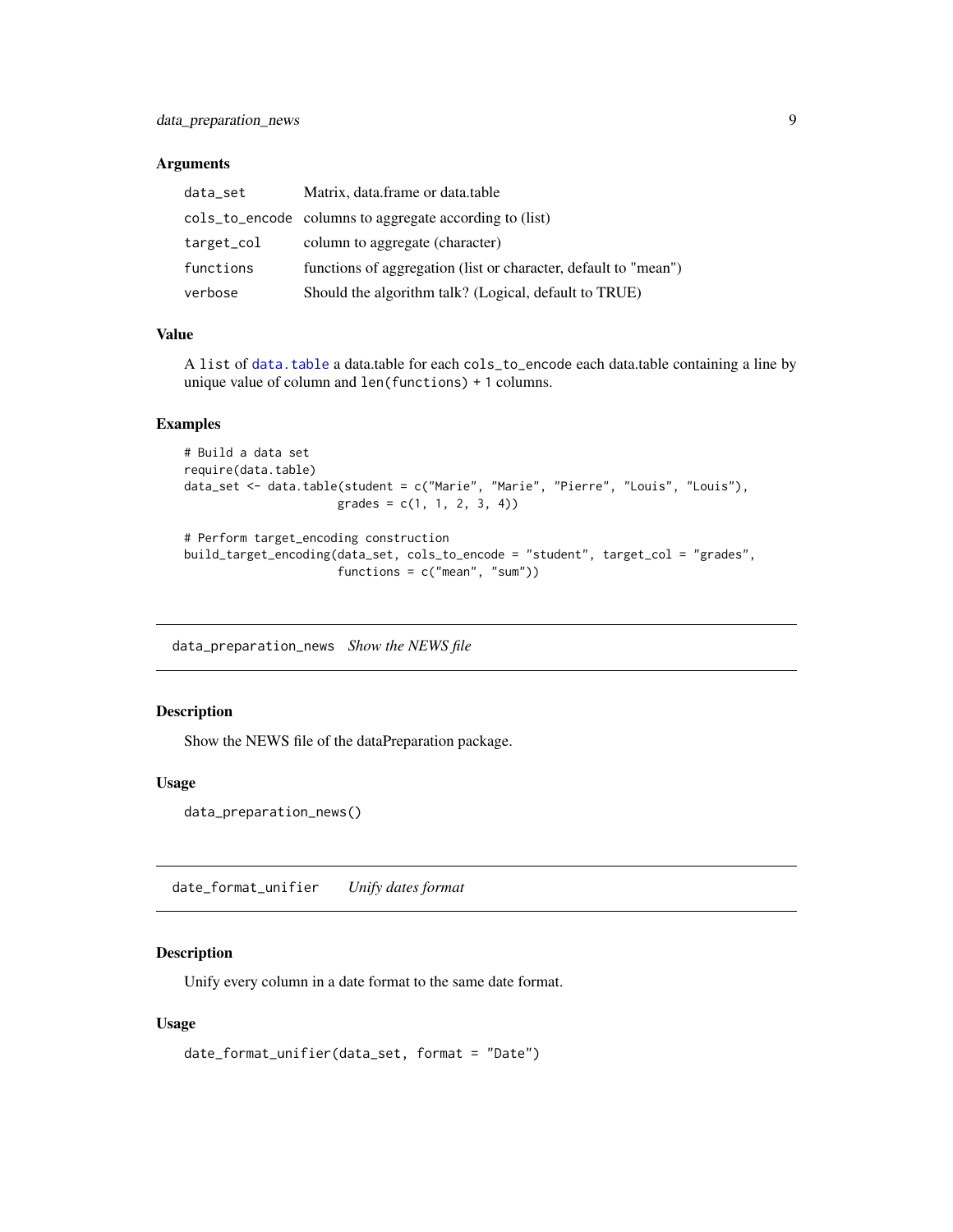### Arguments

| | |
|---|---|
| `data_set` | Matrix, data.frame or data.table |
| `cols_to_encode` | columns to aggregate according to (list) |
| `target_col` | column to aggregate (character) |
| `functions` | functions of aggregation (list or character, default to "mean") |
| `verbose` | Should the algorithm talk? (Logical, default to TRUE) |

### Value

A `list` of `data.table` a data.table for each `cols_to_encode` each data.table containing a line by unique value of column and `len(functions) + 1` columns.

### Examples

```
# Build a data set
require(data.table)
data_set <- data.table(student = c("Marie", "Marie", "Pierre", "Louis", "Louis"),
                      grades = c(1, 1, 2, 3, 4))

# Perform target_encoding construction
build_target_encoding(data_set, cols_to_encode = "student", target_col = "grades",
                      functions = c("mean", "sum"))
```

---

## `data_preparation_news` *Show the NEWS file*

---

### Description

Show the NEWS file of the dataPreparation package.

### Usage

```
data_preparation_news()
```

---

## `date_format_unifier` *Unify dates format*

---

### Description

Unify every column in a date format to the same date format.

### Usage

```
date_format_unifier(data_set, format = "Date")
```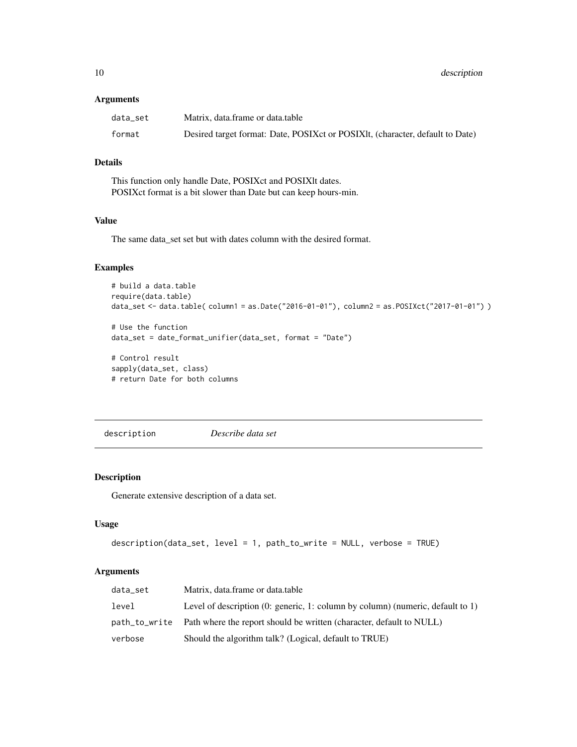### Arguments

| | |
|---|---|
| data_set | Matrix, data.frame or data.table |
| format | Desired target format: Date, POSIXct or POSIXlt, (character, default to Date) |

### Details

This function only handle Date, POSIXct and POSIXlt dates.
POSIXct format is a bit slower than Date but can keep hours-min.

### Value

The same data_set set but with dates column with the desired format.

### Examples

```
# build a data.table
require(data.table)
data_set <- data.table( column1 = as.Date("2016-01-01"), column2 = as.POSIXct("2017-01-01") )

# Use the function
data_set = date_format_unifier(data_set, format = "Date")

# Control result
sapply(data_set, class)
# return Date for both columns
```

---

## description *Describe data set*

### Description

Generate extensive description of a data set.

### Usage

```
description(data_set, level = 1, path_to_write = NULL, verbose = TRUE)
```

### Arguments

| | |
|---|---|
| data_set | Matrix, data.frame or data.table |
| level | Level of description (0: generic, 1: column by column) (numeric, default to 1) |
| path_to_write | Path where the report should be written (character, default to NULL) |
| verbose | Should the algorithm talk? (Logical, default to TRUE) |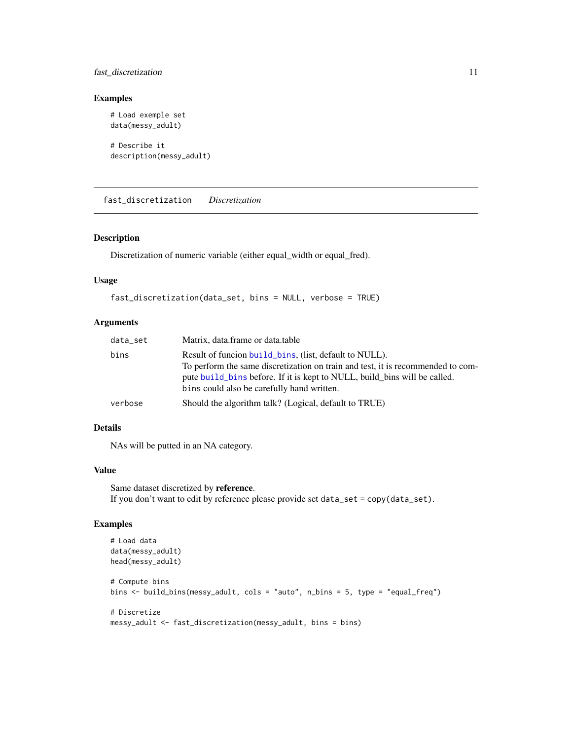## Examples

```
# Load exemple set
data(messy_adult)

# Describe it
description(messy_adult)
```

---

# fast_discretization *Discretization*

---

### Description

Discretization of numeric variable (either equal_width or equal_fred).

### Usage

```
fast_discretization(data_set, bins = NULL, verbose = TRUE)
```

### Arguments

| | |
|---|---|
| `data_set` | Matrix, data.frame or data.table |
| `bins` | Result of funcion `build_bins`, (list, default to NULL). To perform the same discretization on train and test, it is recommended to compute `build_bins` before. If it is kept to NULL, build_bins will be called. `bins` could also be carefully hand written. |
| `verbose` | Should the algorithm talk? (Logical, default to TRUE) |

### Details

NAs will be putted in an NA category.

### Value

Same dataset discretized by **reference**.
If you don't want to edit by reference please provide set `data_set = copy(data_set)`.

### Examples

```
# Load data
data(messy_adult)
head(messy_adult)

# Compute bins
bins <- build_bins(messy_adult, cols = "auto", n_bins = 5, type = "equal_freq")

# Discretize
messy_adult <- fast_discretization(messy_adult, bins = bins)
```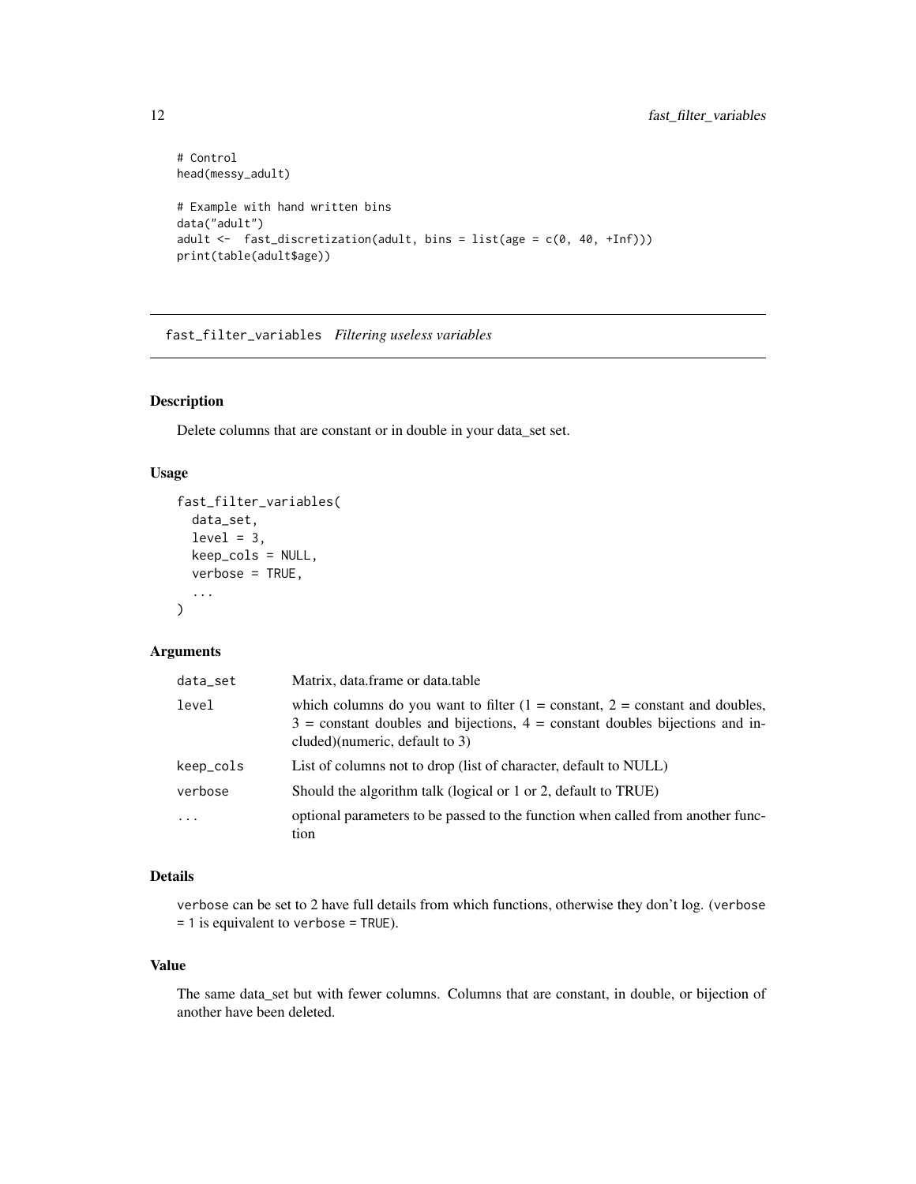```
# Control
head(messy_adult)

# Example with hand written bins
data("adult")
adult <-  fast_discretization(adult, bins = list(age = c(0, 40, +Inf)))
print(table(adult$age))
```

## fast_filter_variables *Filtering useless variables*

### Description

Delete columns that are constant or in double in your data_set set.

### Usage

```
fast_filter_variables(
  data_set,
  level = 3,
  keep_cols = NULL,
  verbose = TRUE,
  ...
)
```

### Arguments

| | |
|---|---|
| data_set | Matrix, data.frame or data.table |
| level | which columns do you want to filter (1 = constant, 2 = constant and doubles, 3 = constant doubles and bijections, 4 = constant doubles bijections and included)(numeric, default to 3) |
| keep_cols | List of columns not to drop (list of character, default to NULL) |
| verbose | Should the algorithm talk (logical or 1 or 2, default to TRUE) |
| ... | optional parameters to be passed to the function when called from another function |

### Details

`verbose` can be set to 2 have full details from which functions, otherwise they don't log. (`verbose = 1` is equivalent to `verbose = TRUE`).

### Value

The same data_set but with fewer columns. Columns that are constant, in double, or bijection of another have been deleted.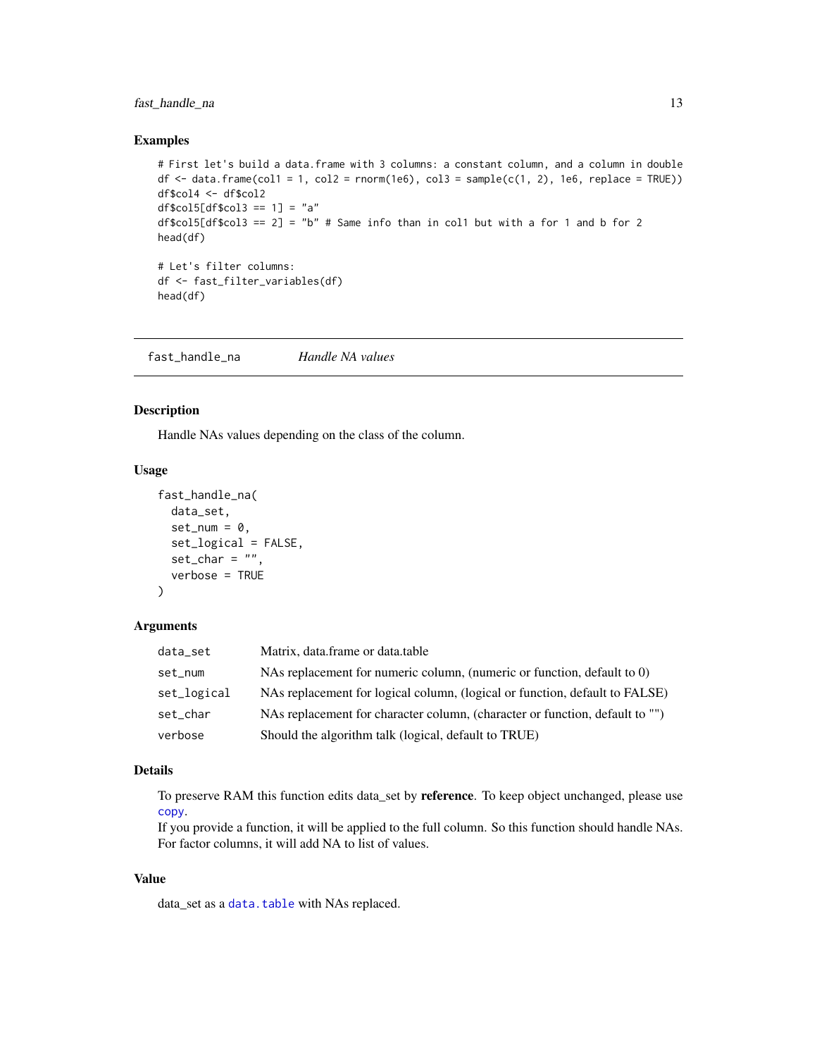## Examples

```
# First let's build a data.frame with 3 columns: a constant column, and a column in double
df <- data.frame(col1 = 1, col2 = rnorm(1e6), col3 = sample(c(1, 2), 1e6, replace = TRUE))
df$col4 <- df$col2
df$col5[df$col3 == 1] = "a"
df$col5[df$col3 == 2] = "b" # Same info than in col1 but with a for 1 and b for 2
head(df)

# Let's filter columns:
df <- fast_filter_variables(df)
head(df)
```

---

## fast_handle_na    *Handle NA values*

---

### Description

Handle NAs values depending on the class of the column.

### Usage

```
fast_handle_na(
  data_set,
  set_num = 0,
  set_logical = FALSE,
  set_char = "",
  verbose = TRUE
)
```

### Arguments

| | |
|---|---|
| data_set | Matrix, data.frame or data.table |
| set_num | NAs replacement for numeric column, (numeric or function, default to 0) |
| set_logical | NAs replacement for logical column, (logical or function, default to FALSE) |
| set_char | NAs replacement for character column, (character or function, default to "") |
| verbose | Should the algorithm talk (logical, default to TRUE) |

### Details

To preserve RAM this function edits data_set by **reference**. To keep object unchanged, please use `copy`.
If you provide a function, it will be applied to the full column. So this function should handle NAs.
For factor columns, it will add NA to list of values.

### Value

data_set as a `data.table` with NAs replaced.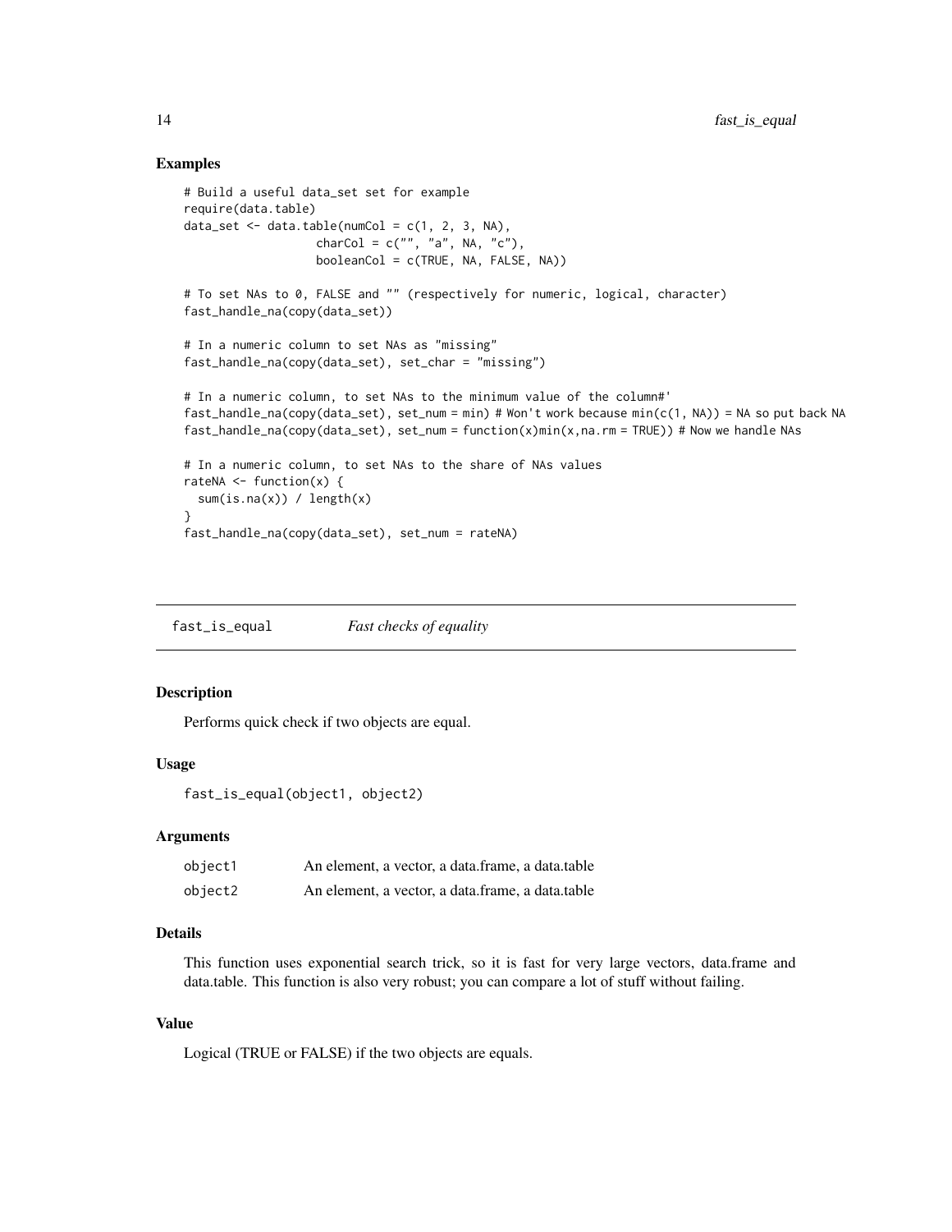### Examples

```
# Build a useful data_set set for example
require(data.table)
data_set <- data.table(numCol = c(1, 2, 3, NA),
                   charCol = c("", "a", NA, "c"),
                   booleanCol = c(TRUE, NA, FALSE, NA))

# To set NAs to 0, FALSE and "" (respectively for numeric, logical, character)
fast_handle_na(copy(data_set))

# In a numeric column to set NAs as "missing"
fast_handle_na(copy(data_set), set_char = "missing")

# In a numeric column, to set NAs to the minimum value of the column#'
fast_handle_na(copy(data_set), set_num = min) # Won't work because min(c(1, NA)) = NA so put back NA
fast_handle_na(copy(data_set), set_num = function(x)min(x,na.rm = TRUE)) # Now we handle NAs

# In a numeric column, to set NAs to the share of NAs values
rateNA <- function(x) {
  sum(is.na(x)) / length(x)
}
fast_handle_na(copy(data_set), set_num = rateNA)
```

---

## fast_is_equal — *Fast checks of equality*

---

### Description

Performs quick check if two objects are equal.

### Usage

```
fast_is_equal(object1, object2)
```

### Arguments

| | |
|---|---|
| object1 | An element, a vector, a data.frame, a data.table |
| object2 | An element, a vector, a data.frame, a data.table |

### Details

This function uses exponential search trick, so it is fast for very large vectors, data.frame and data.table. This function is also very robust; you can compare a lot of stuff without failing.

### Value

Logical (TRUE or FALSE) if the two objects are equals.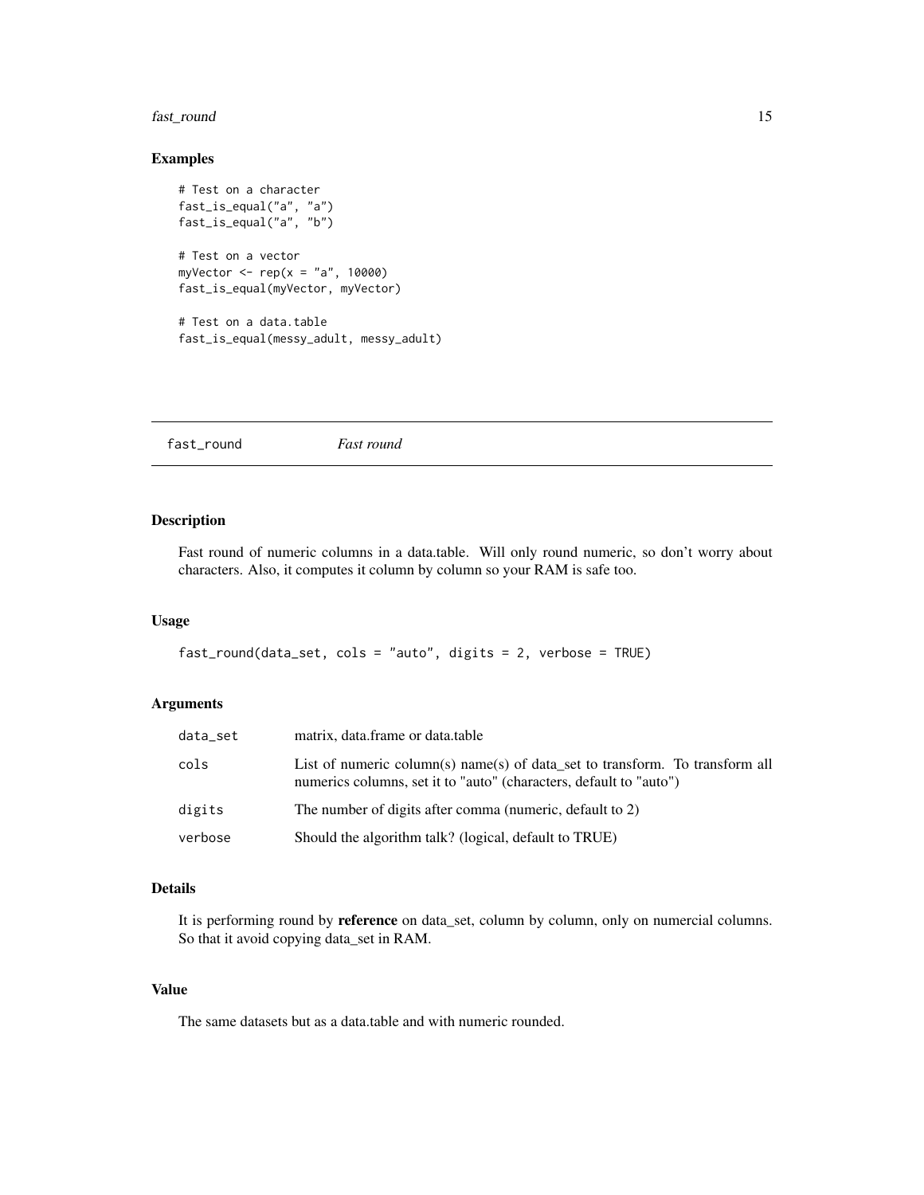## Examples

```
# Test on a character
fast_is_equal("a", "a")
fast_is_equal("a", "b")

# Test on a vector
myVector <- rep(x = "a", 10000)
fast_is_equal(myVector, myVector)

# Test on a data.table
fast_is_equal(messy_adult, messy_adult)
```

---

# fast_round *Fast round*

---

## Description

Fast round of numeric columns in a data.table. Will only round numeric, so don't worry about characters. Also, it computes it column by column so your RAM is safe too.

## Usage

```
fast_round(data_set, cols = "auto", digits = 2, verbose = TRUE)
```

## Arguments

| | |
|---|---|
| data_set | matrix, data.frame or data.table |
| cols | List of numeric column(s) name(s) of data_set to transform. To transform all numerics columns, set it to "auto" (characters, default to "auto") |
| digits | The number of digits after comma (numeric, default to 2) |
| verbose | Should the algorithm talk? (logical, default to TRUE) |

## Details

It is performing round by **reference** on data_set, column by column, only on numercial columns. So that it avoid copying data_set in RAM.

## Value

The same datasets but as a data.table and with numeric rounded.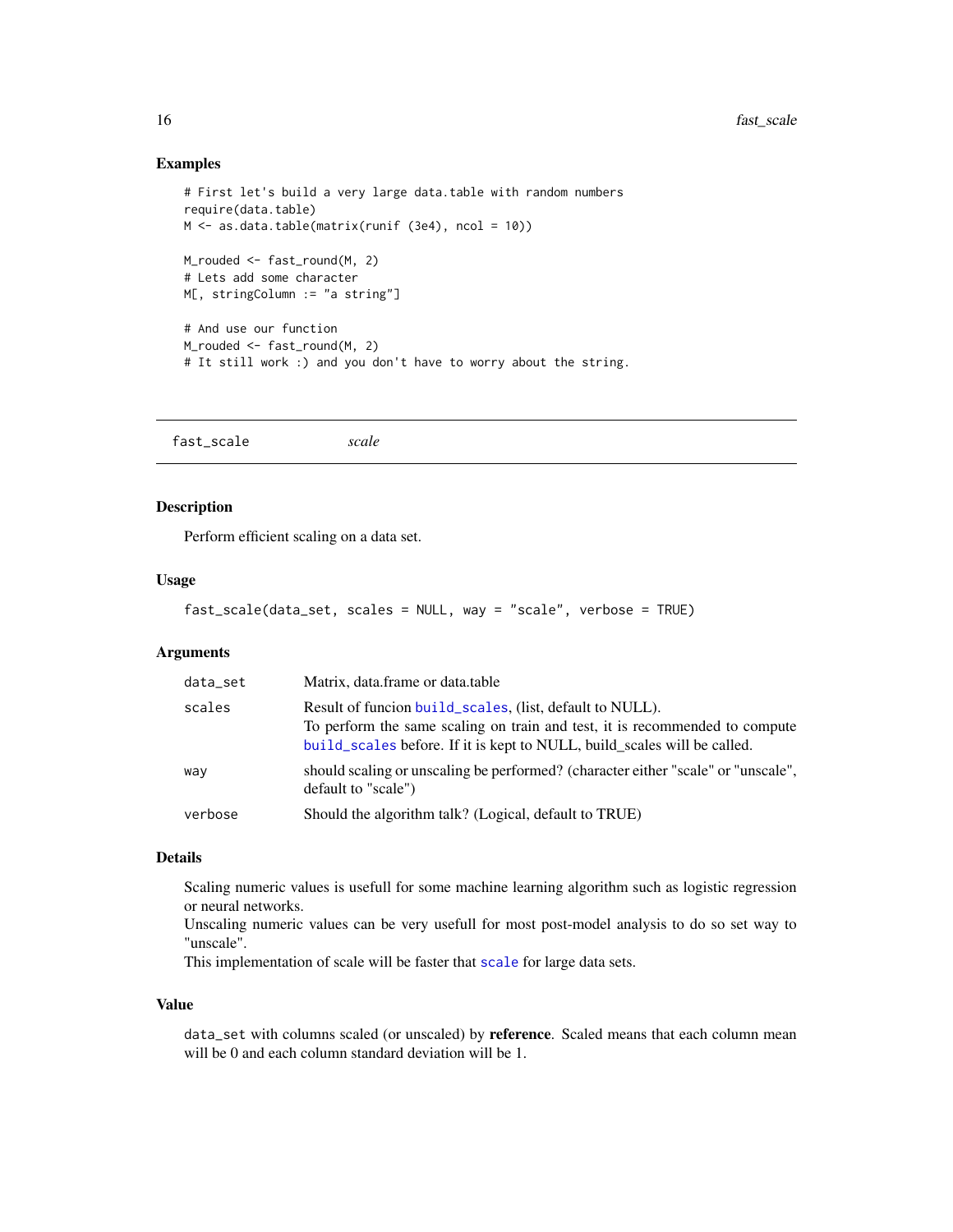## Examples

```
# First let's build a very large data.table with random numbers
require(data.table)
M <- as.data.table(matrix(runif (3e4), ncol = 10))

M_rouded <- fast_round(M, 2)
# Lets add some character
M[, stringColumn := "a string"]

# And use our function
M_rouded <- fast_round(M, 2)
# It still work :) and you don't have to worry about the string.
```

---

# fast_scale *scale*

---

## Description

Perform efficient scaling on a data set.

## Usage

```
fast_scale(data_set, scales = NULL, way = "scale", verbose = TRUE)
```

## Arguments

| | |
|---|---|
| `data_set` | Matrix, data.frame or data.table |
| `scales` | Result of funcion `build_scales`, (list, default to NULL).<br>To perform the same scaling on train and test, it is recommended to compute `build_scales` before. If it is kept to NULL, build_scales will be called. |
| `way` | should scaling or unscaling be performed? (character either "scale" or "unscale", default to "scale") |
| `verbose` | Should the algorithm talk? (Logical, default to TRUE) |

## Details

Scaling numeric values is usefull for some machine learning algorithm such as logistic regression or neural networks.
Unscaling numeric values can be very usefull for most post-model analysis to do so set way to "unscale".
This implementation of scale will be faster that `scale` for large data sets.

## Value

`data_set` with columns scaled (or unscaled) by **reference**. Scaled means that each column mean will be 0 and each column standard deviation will be 1.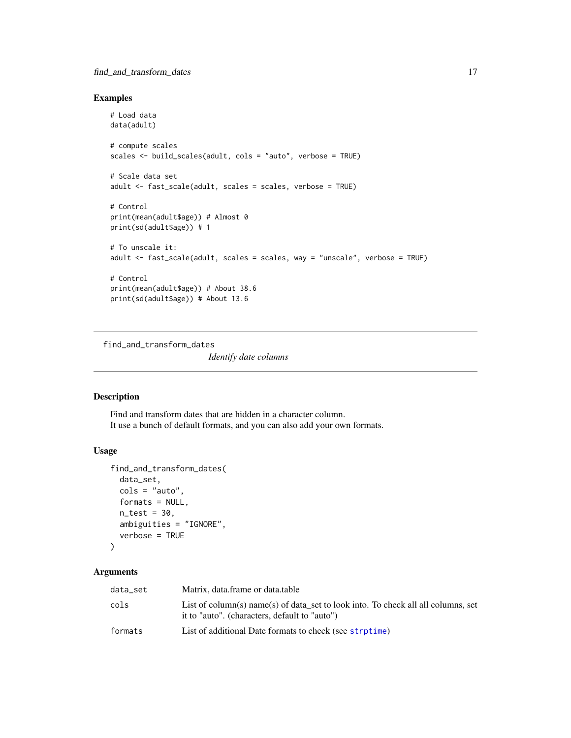## Examples

```
# Load data
data(adult)

# compute scales
scales <- build_scales(adult, cols = "auto", verbose = TRUE)

# Scale data set
adult <- fast_scale(adult, scales = scales, verbose = TRUE)

# Control
print(mean(adult$age)) # Almost 0
print(sd(adult$age)) # 1

# To unscale it:
adult <- fast_scale(adult, scales = scales, way = "unscale", verbose = TRUE)

# Control
print(mean(adult$age)) # About 38.6
print(sd(adult$age)) # About 13.6
```

---

# find_and_transform_dates

*Identify date columns*

---

## Description

Find and transform dates that are hidden in a character column.
It use a bunch of default formats, and you can also add your own formats.

## Usage

```
find_and_transform_dates(
  data_set,
  cols = "auto",
  formats = NULL,
  n_test = 30,
  ambiguities = "IGNORE",
  verbose = TRUE
)
```

## Arguments

| | |
|---|---|
| data_set | Matrix, data.frame or data.table |
| cols | List of column(s) name(s) of data_set to look into. To check all all columns, set it to "auto". (characters, default to "auto") |
| formats | List of additional Date formats to check (see strptime) |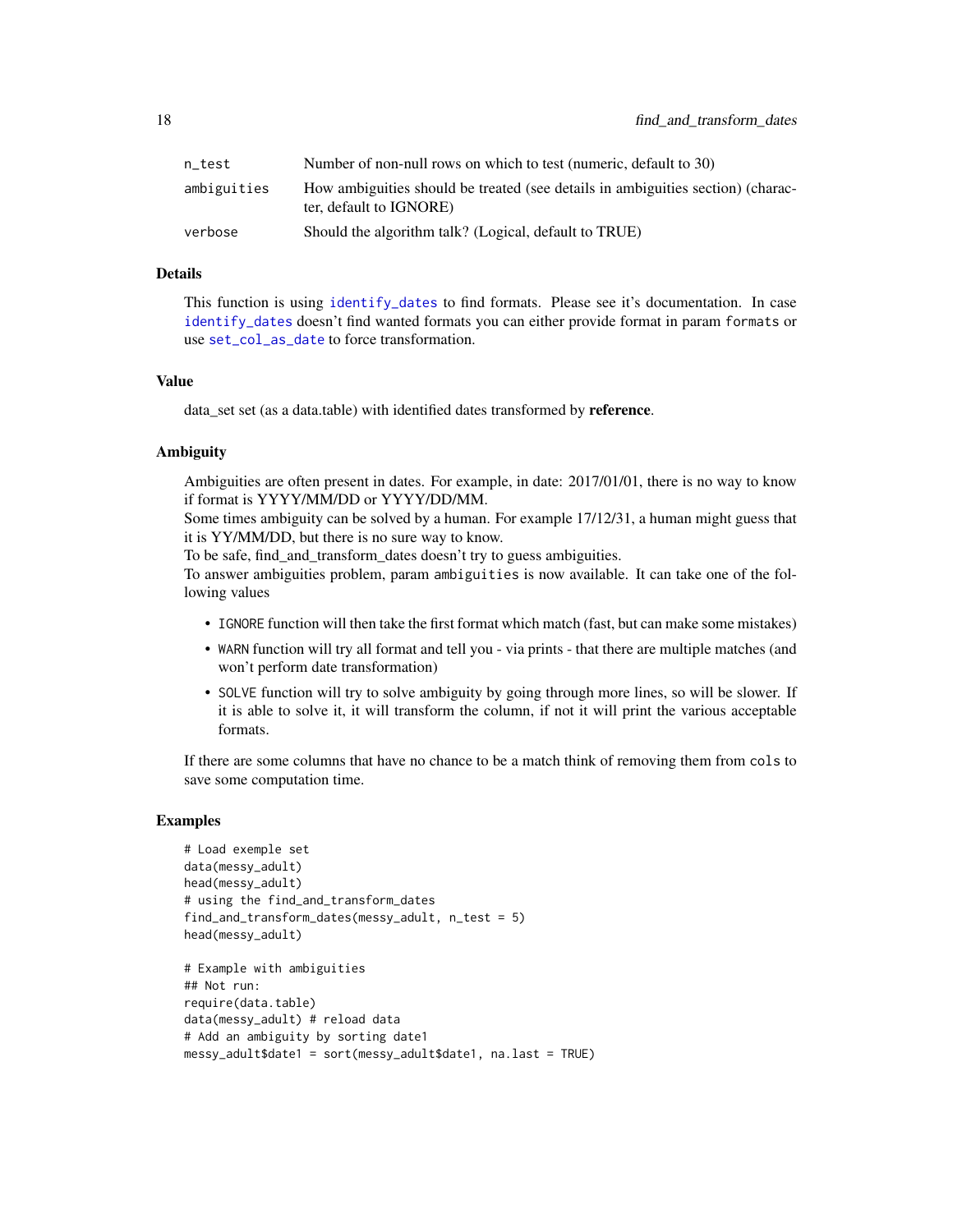| | |
|---|---|
| n_test | Number of non-null rows on which to test (numeric, default to 30) |
| ambiguities | How ambiguities should be treated (see details in ambiguities section) (character, default to IGNORE) |
| verbose | Should the algorithm talk? (Logical, default to TRUE) |

### Details

This function is using identify_dates to find formats. Please see it's documentation. In case identify_dates doesn't find wanted formats you can either provide format in param formats or use set_col_as_date to force transformation.

### Value

data_set set (as a data.table) with identified dates transformed by **reference**.

### Ambiguity

Ambiguities are often present in dates. For example, in date: 2017/01/01, there is no way to know if format is YYYY/MM/DD or YYYY/DD/MM.
Some times ambiguity can be solved by a human. For example 17/12/31, a human might guess that it is YY/MM/DD, but there is no sure way to know.
To be safe, find_and_transform_dates doesn't try to guess ambiguities.
To answer ambiguities problem, param ambiguities is now available. It can take one of the following values

- IGNORE function will then take the first format which match (fast, but can make some mistakes)
- WARN function will try all format and tell you - via prints - that there are multiple matches (and won't perform date transformation)
- SOLVE function will try to solve ambiguity by going through more lines, so will be slower. If it is able to solve it, it will transform the column, if not it will print the various acceptable formats.

If there are some columns that have no chance to be a match think of removing them from cols to save some computation time.

### Examples

```
# Load exemple set
data(messy_adult)
head(messy_adult)
# using the find_and_transform_dates
find_and_transform_dates(messy_adult, n_test = 5)
head(messy_adult)

# Example with ambiguities
## Not run:
require(data.table)
data(messy_adult) # reload data
# Add an ambiguity by sorting date1
messy_adult$date1 = sort(messy_adult$date1, na.last = TRUE)
```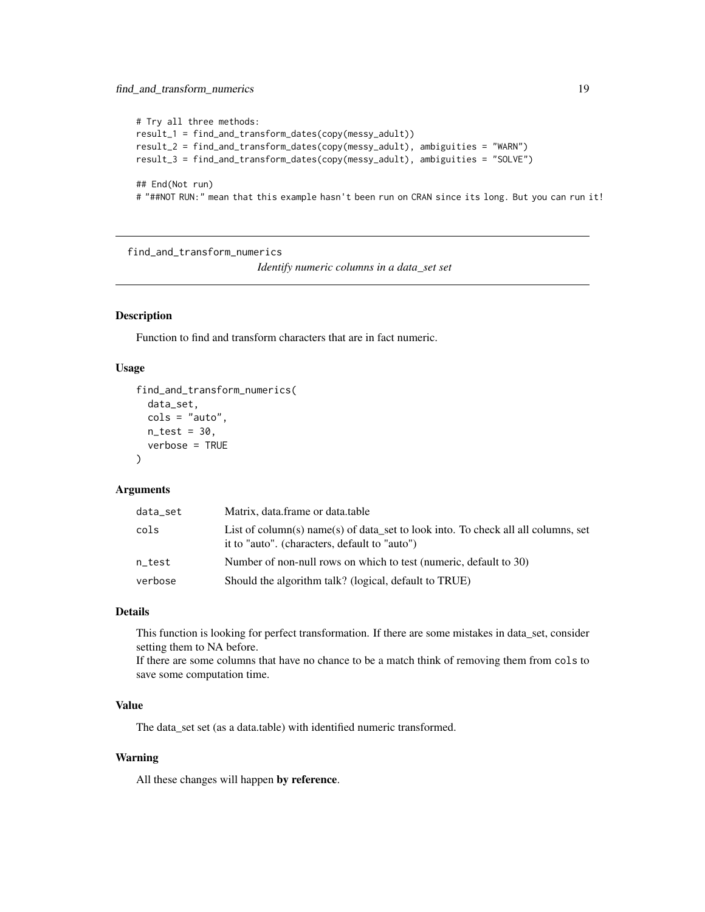```
# Try all three methods:
result_1 = find_and_transform_dates(copy(messy_adult))
result_2 = find_and_transform_dates(copy(messy_adult), ambiguities = "WARN")
result_3 = find_and_transform_dates(copy(messy_adult), ambiguities = "SOLVE")

## End(Not run)
# "##NOT RUN:" mean that this example hasn't been run on CRAN since its long. But you can run it!
```

---

## find_and_transform_numerics

*Identify numeric columns in a data_set set*

### Description

Function to find and transform characters that are in fact numeric.

### Usage

```
find_and_transform_numerics(
  data_set,
  cols = "auto",
  n_test = 30,
  verbose = TRUE
)
```

### Arguments

| | |
|---|---|
| `data_set` | Matrix, data.frame or data.table |
| `cols` | List of column(s) name(s) of data_set to look into. To check all all columns, set it to "auto". (characters, default to "auto") |
| `n_test` | Number of non-null rows on which to test (numeric, default to 30) |
| `verbose` | Should the algorithm talk? (logical, default to TRUE) |

### Details

This function is looking for perfect transformation. If there are some mistakes in data_set, consider setting them to NA before.
If there are some columns that have no chance to be a match think of removing them from `cols` to save some computation time.

### Value

The data_set set (as a data.table) with identified numeric transformed.

### Warning

All these changes will happen **by reference**.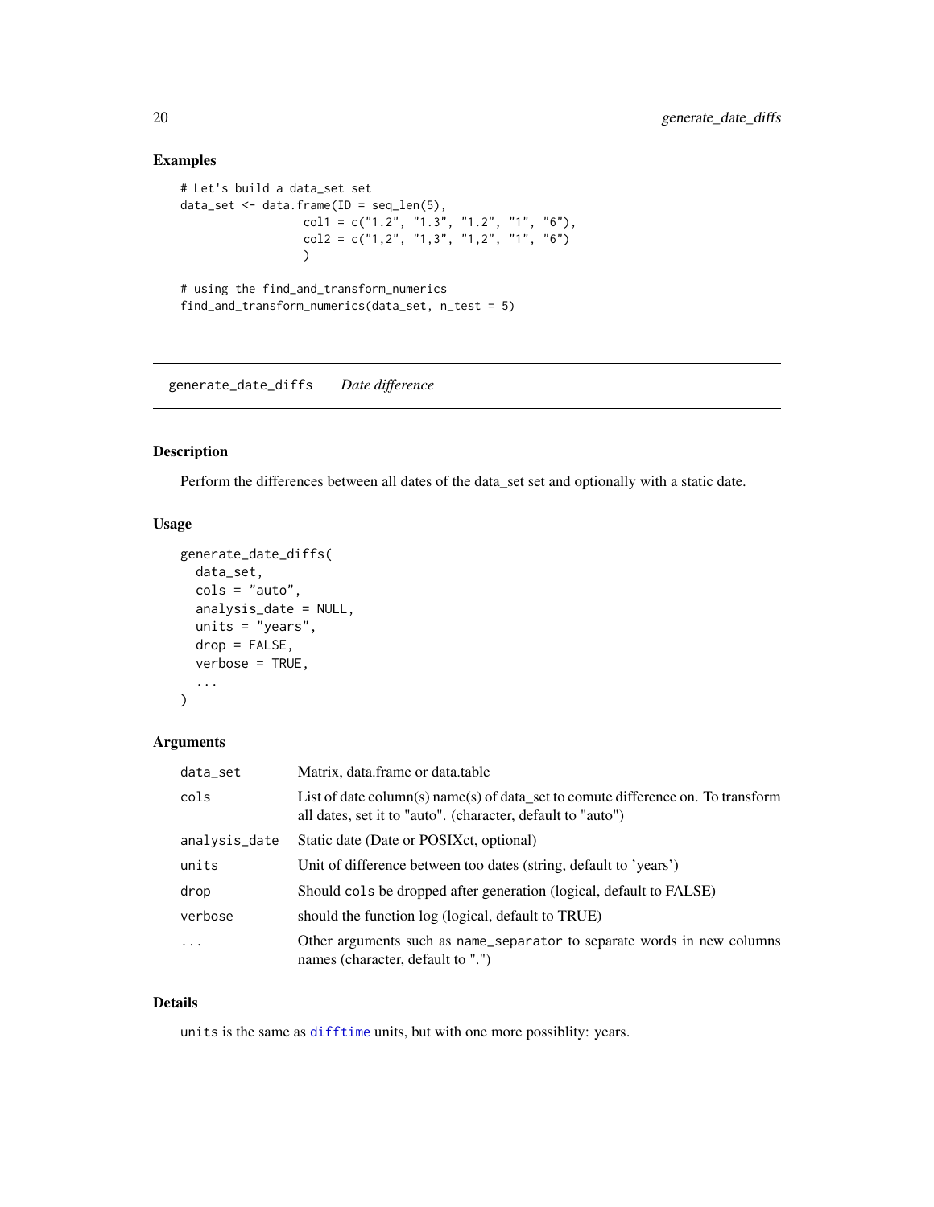## Examples

```
# Let's build a data_set set
data_set <- data.frame(ID = seq_len(5),
                col1 = c("1.2", "1.3", "1.2", "1", "6"),
                col2 = c("1,2", "1,3", "1,2", "1", "6")
                )

# using the find_and_transform_numerics
find_and_transform_numerics(data_set, n_test = 5)
```

---

# generate_date_diffs *Date difference*

---

## Description

Perform the differences between all dates of the data_set set and optionally with a static date.

## Usage

```
generate_date_diffs(
  data_set,
  cols = "auto",
  analysis_date = NULL,
  units = "years",
  drop = FALSE,
  verbose = TRUE,
  ...
)
```

## Arguments

| | |
|---|---|
| `data_set` | Matrix, data.frame or data.table |
| `cols` | List of date column(s) name(s) of data_set to comute difference on. To transform all dates, set it to "auto". (character, default to "auto") |
| `analysis_date` | Static date (Date or POSIXct, optional) |
| `units` | Unit of difference between too dates (string, default to 'years') |
| `drop` | Should `cols` be dropped after generation (logical, default to FALSE) |
| `verbose` | should the function log (logical, default to TRUE) |
| `...` | Other arguments such as `name_separator` to separate words in new columns names (character, default to ".") |

## Details

`units` is the same as `difftime` units, but with one more possiblity: years.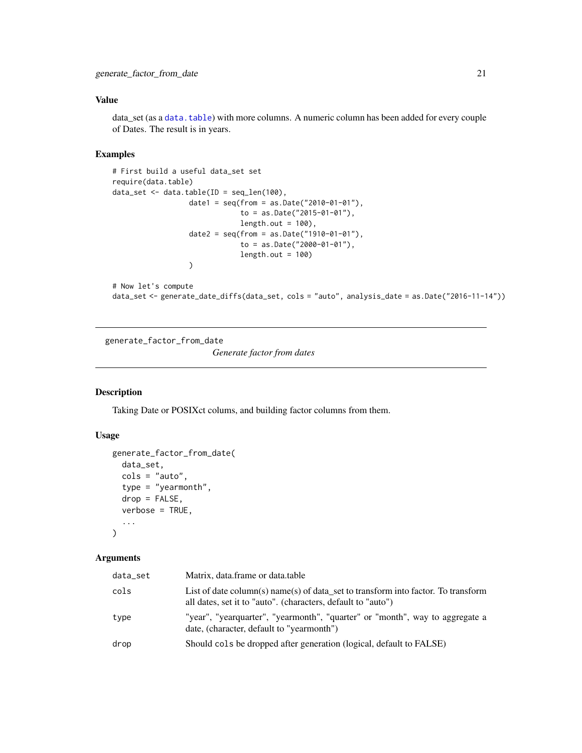### Value

data_set (as a data.table) with more columns. A numeric column has been added for every couple of Dates. The result is in years.

### Examples

```
# First build a useful data_set set
require(data.table)
data_set <- data.table(ID = seq_len(100),
                  date1 = seq(from = as.Date("2010-01-01"),
                              to = as.Date("2015-01-01"),
                              length.out = 100),
                  date2 = seq(from = as.Date("1910-01-01"),
                              to = as.Date("2000-01-01"),
                              length.out = 100)
                  )

# Now let's compute
data_set <- generate_date_diffs(data_set, cols = "auto", analysis_date = as.Date("2016-11-14"))
```

---

## generate_factor_from_date

*Generate factor from dates*

### Description

Taking Date or POSIXct colums, and building factor columns from them.

### Usage

```
generate_factor_from_date(
  data_set,
  cols = "auto",
  type = "yearmonth",
  drop = FALSE,
  verbose = TRUE,
  ...
)
```

### Arguments

| | |
|---|---|
| data_set | Matrix, data.frame or data.table |
| cols | List of date column(s) name(s) of data_set to transform into factor. To transform all dates, set it to "auto". (characters, default to "auto") |
| type | "year", "yearquarter", "yearmonth", "quarter" or "month", way to aggregate a date, (character, default to "yearmonth") |
| drop | Should `cols` be dropped after generation (logical, default to FALSE) |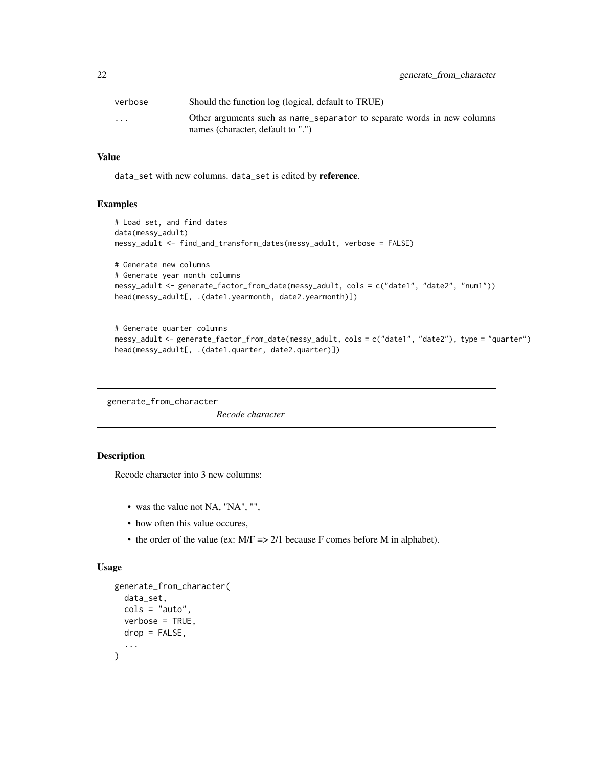| | |
|---|---|
| verbose | Should the function log (logical, default to TRUE) |
| ... | Other arguments such as name_separator to separate words in new columns names (character, default to ".") |

### Value

data_set with new columns. data_set is edited by **reference**.

### Examples

```
# Load set, and find dates
data(messy_adult)
messy_adult <- find_and_transform_dates(messy_adult, verbose = FALSE)

# Generate new columns
# Generate year month columns
messy_adult <- generate_factor_from_date(messy_adult, cols = c("date1", "date2", "num1"))
head(messy_adult[, .(date1.yearmonth, date2.yearmonth)])


# Generate quarter columns
messy_adult <- generate_factor_from_date(messy_adult, cols = c("date1", "date2"), type = "quarter")
head(messy_adult[, .(date1.quarter, date2.quarter)])
```

---

## generate_from_character

*Recode character*

---

### Description

Recode character into 3 new columns:

- was the value not NA, "NA", "",
- how often this value occures,
- the order of the value (ex: M/F => 2/1 because F comes before M in alphabet).

### Usage

```
generate_from_character(
  data_set,
  cols = "auto",
  verbose = TRUE,
  drop = FALSE,
  ...
)
```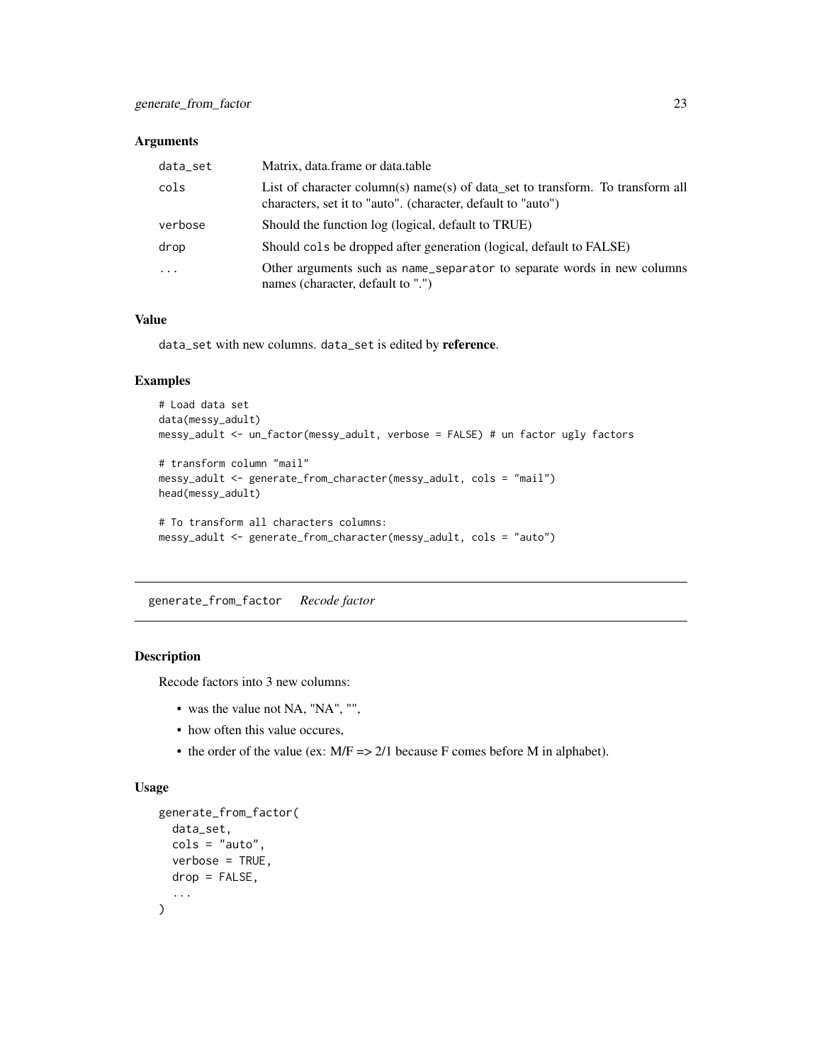### Arguments

| | |
|---|---|
| data_set | Matrix, data.frame or data.table |
| cols | List of character column(s) name(s) of data_set to transform. To transform all characters, set it to "auto". (character, default to "auto") |
| verbose | Should the function log (logical, default to TRUE) |
| drop | Should cols be dropped after generation (logical, default to FALSE) |
| ... | Other arguments such as name_separator to separate words in new columns names (character, default to ".") |

### Value

data_set with new columns. data_set is edited by **reference**.

### Examples

```
# Load data set
data(messy_adult)
messy_adult <- un_factor(messy_adult, verbose = FALSE) # un factor ugly factors

# transform column "mail"
messy_adult <- generate_from_character(messy_adult, cols = "mail")
head(messy_adult)

# To transform all characters columns:
messy_adult <- generate_from_character(messy_adult, cols = "auto")
```

---

## generate_from_factor *Recode factor*

### Description

Recode factors into 3 new columns:

- was the value not NA, "NA", "",
- how often this value occures,
- the order of the value (ex: M/F => 2/1 because F comes before M in alphabet).

### Usage

```
generate_from_factor(
  data_set,
  cols = "auto",
  verbose = TRUE,
  drop = FALSE,
  ...
)
```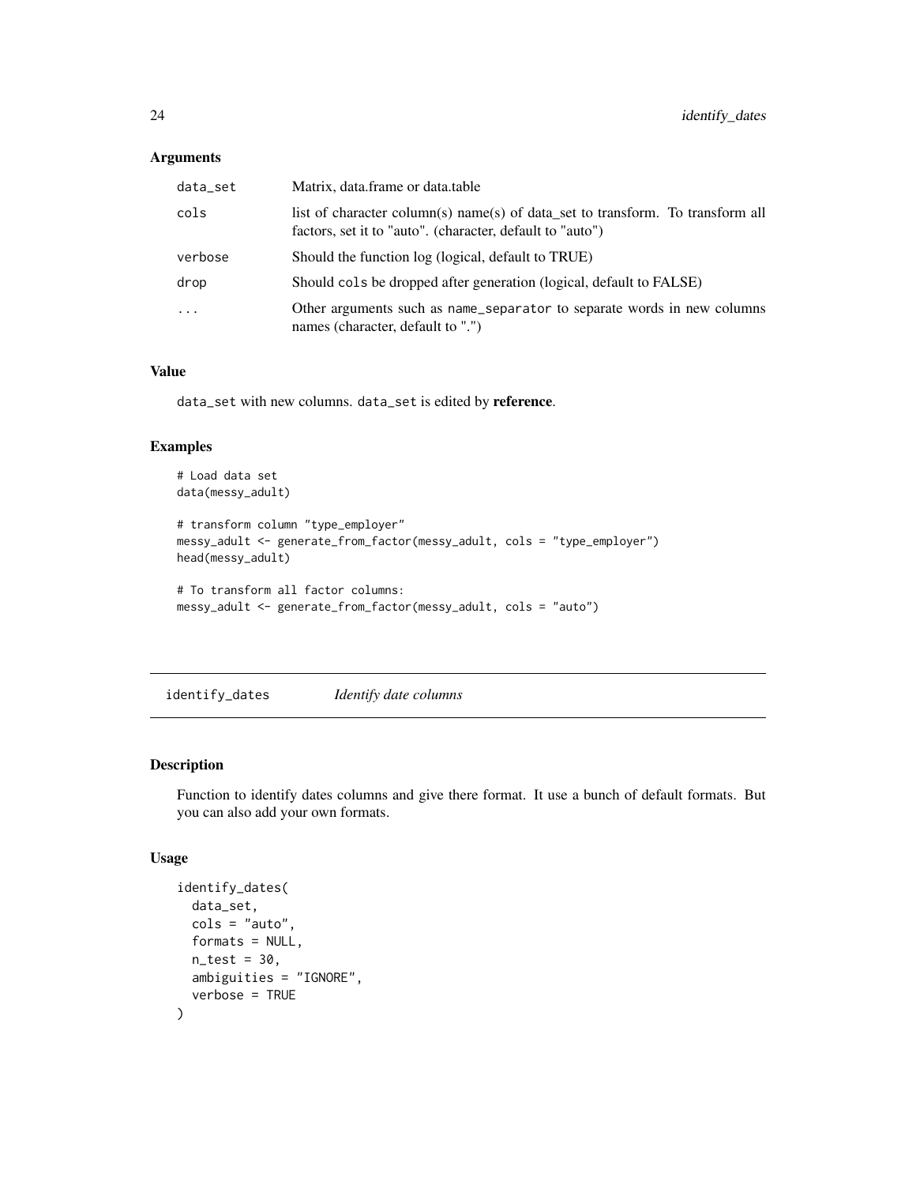### Arguments

| | |
|---|---|
| `data_set` | Matrix, data.frame or data.table |
| `cols` | list of character column(s) name(s) of data_set to transform. To transform all factors, set it to "auto". (character, default to "auto") |
| `verbose` | Should the function log (logical, default to TRUE) |
| `drop` | Should `cols` be dropped after generation (logical, default to FALSE) |
| `...` | Other arguments such as `name_separator` to separate words in new columns names (character, default to ".") |

### Value

`data_set` with new columns. `data_set` is edited by **reference**.

### Examples

```
# Load data set
data(messy_adult)

# transform column "type_employer"
messy_adult <- generate_from_factor(messy_adult, cols = "type_employer")
head(messy_adult)

# To transform all factor columns:
messy_adult <- generate_from_factor(messy_adult, cols = "auto")
```

---

## identify_dates — *Identify date columns*

### Description

Function to identify dates columns and give there format. It use a bunch of default formats. But you can also add your own formats.

### Usage

```
identify_dates(
  data_set,
  cols = "auto",
  formats = NULL,
  n_test = 30,
  ambiguities = "IGNORE",
  verbose = TRUE
)
```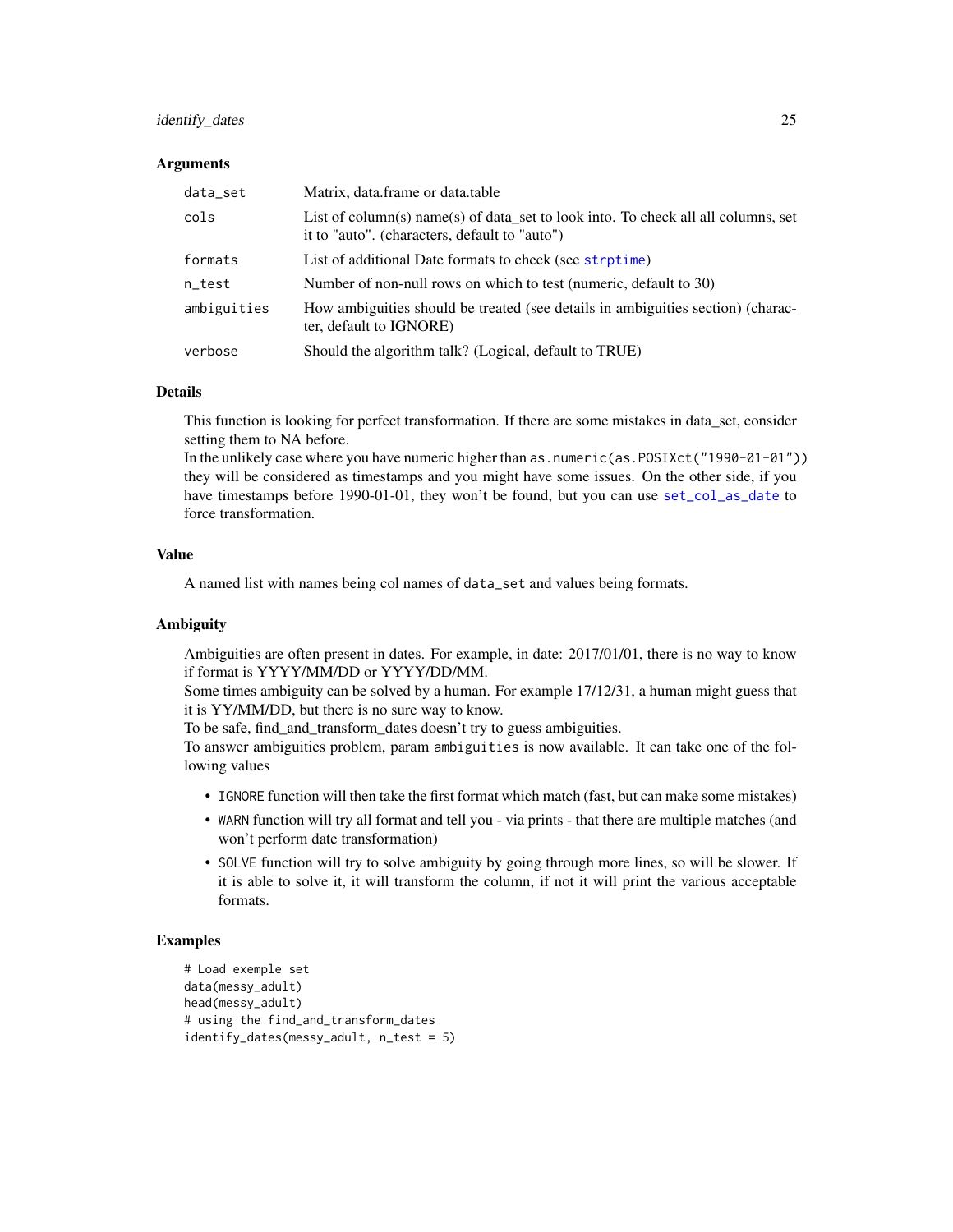## Arguments

| | |
|---|---|
| `data_set` | Matrix, data.frame or data.table |
| `cols` | List of column(s) name(s) of data_set to look into. To check all all columns, set it to "auto". (characters, default to "auto") |
| `formats` | List of additional Date formats to check (see strptime) |
| `n_test` | Number of non-null rows on which to test (numeric, default to 30) |
| `ambiguities` | How ambiguities should be treated (see details in ambiguities section) (character, default to IGNORE) |
| `verbose` | Should the algorithm talk? (Logical, default to TRUE) |

## Details

This function is looking for perfect transformation. If there are some mistakes in data_set, consider setting them to NA before.
In the unlikely case where you have numeric higher than `as.numeric(as.POSIXct("1990-01-01"))` they will be considered as timestamps and you might have some issues. On the other side, if you have timestamps before 1990-01-01, they won't be found, but you can use set_col_as_date to force transformation.

## Value

A named list with names being col names of `data_set` and values being formats.

## Ambiguity

Ambiguities are often present in dates. For example, in date: 2017/01/01, there is no way to know if format is YYYY/MM/DD or YYYY/DD/MM.
Some times ambiguity can be solved by a human. For example 17/12/31, a human might guess that it is YY/MM/DD, but there is no sure way to know.
To be safe, find_and_transform_dates doesn't try to guess ambiguities.
To answer ambiguities problem, param `ambiguities` is now available. It can take one of the following values

- `IGNORE` function will then take the first format which match (fast, but can make some mistakes)
- `WARN` function will try all format and tell you - via prints - that there are multiple matches (and won't perform date transformation)
- `SOLVE` function will try to solve ambiguity by going through more lines, so will be slower. If it is able to solve it, it will transform the column, if not it will print the various acceptable formats.

## Examples

```
# Load exemple set
data(messy_adult)
head(messy_adult)
# using the find_and_transform_dates
identify_dates(messy_adult, n_test = 5)
```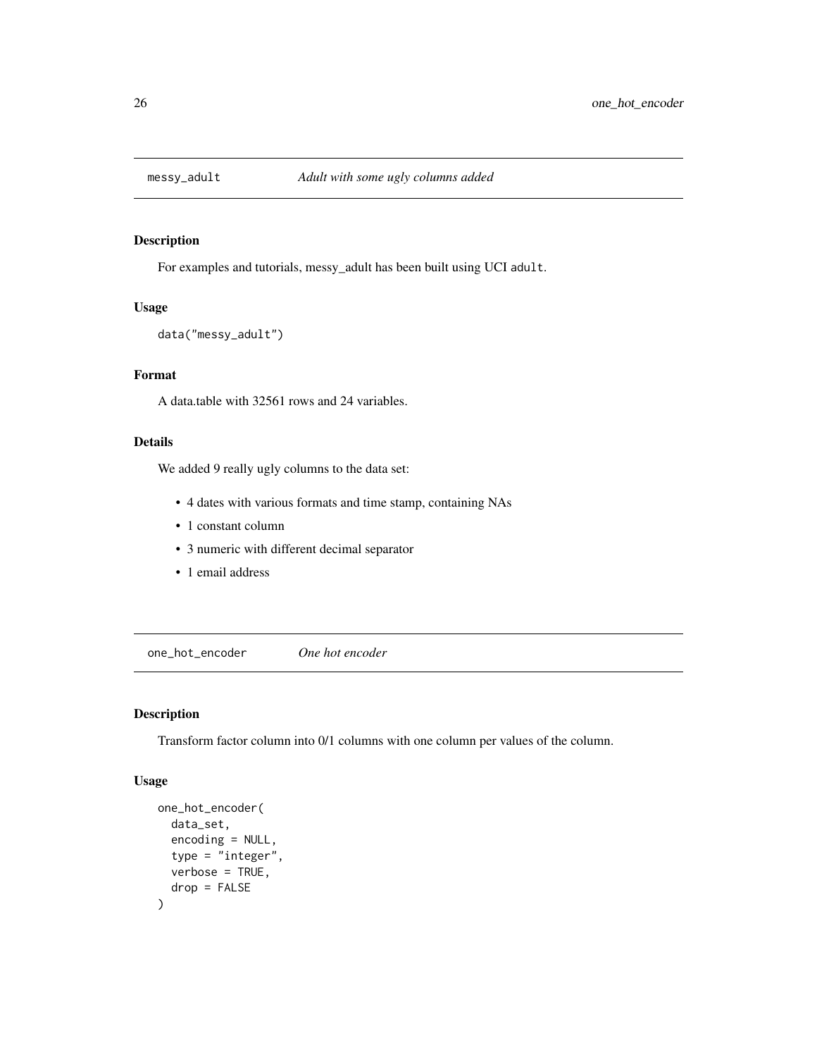## messy_adult — *Adult with some ugly columns added*

### Description

For examples and tutorials, messy_adult has been built using UCI `adult`.

### Usage

```
data("messy_adult")
```

### Format

A data.table with 32561 rows and 24 variables.

### Details

We added 9 really ugly columns to the data set:

- 4 dates with various formats and time stamp, containing NAs
- 1 constant column
- 3 numeric with different decimal separator
- 1 email address

## one_hot_encoder — *One hot encoder*

### Description

Transform factor column into 0/1 columns with one column per values of the column.

### Usage

```
one_hot_encoder(
  data_set,
  encoding = NULL,
  type = "integer",
  verbose = TRUE,
  drop = FALSE
)
```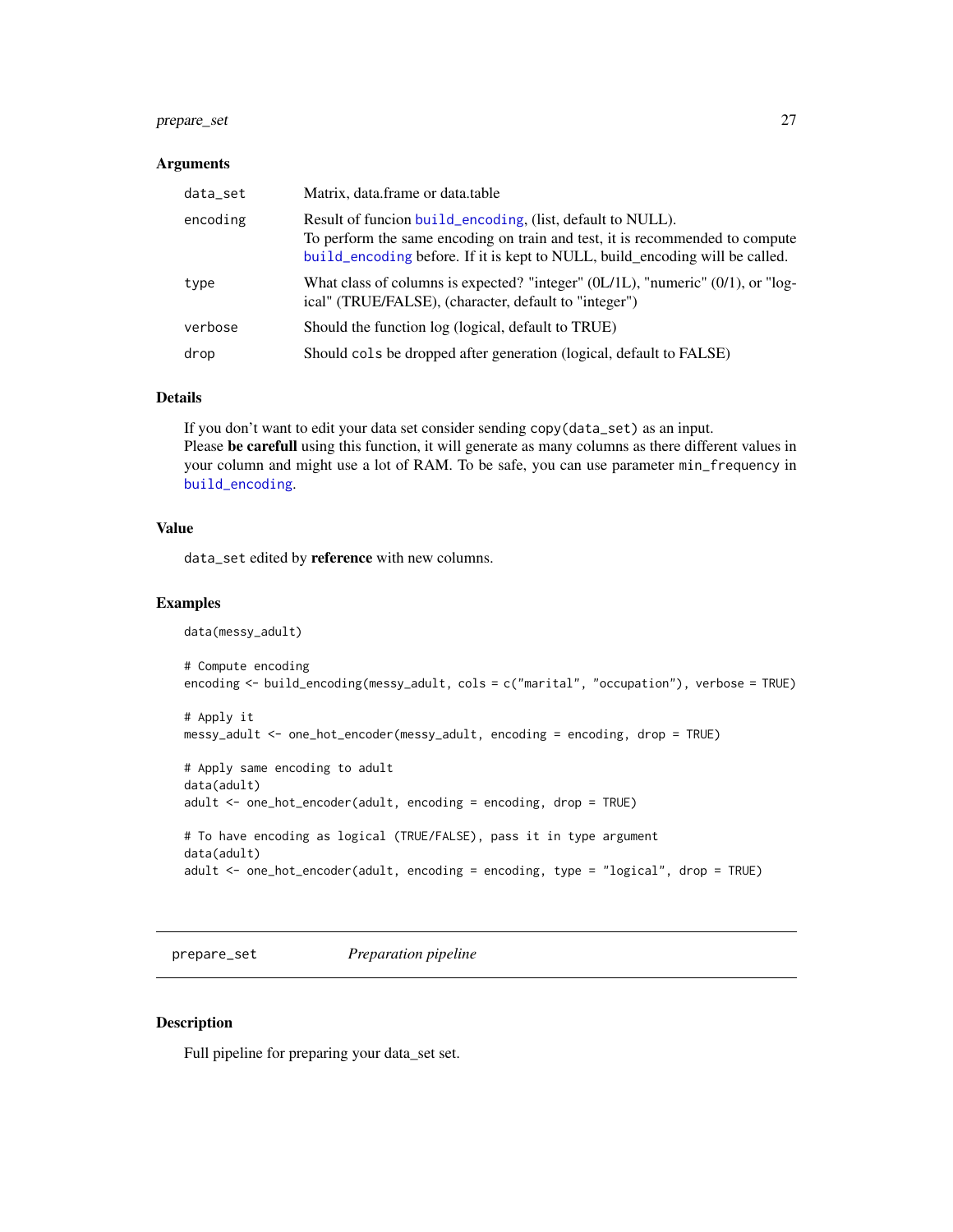### Arguments

| | |
|---|---|
| `data_set` | Matrix, data.frame or data.table |
| `encoding` | Result of funcion `build_encoding`, (list, default to NULL). To perform the same encoding on train and test, it is recommended to compute `build_encoding` before. If it is kept to NULL, build_encoding will be called. |
| `type` | What class of columns is expected? "integer" (0L/1L), "numeric" (0/1), or "logical" (TRUE/FALSE), (character, default to "integer") |
| `verbose` | Should the function log (logical, default to TRUE) |
| `drop` | Should `cols` be dropped after generation (logical, default to FALSE) |

### Details

If you don't want to edit your data set consider sending `copy(data_set)` as an input.
Please **be carefull** using this function, it will generate as many columns as there different values in your column and might use a lot of RAM. To be safe, you can use parameter `min_frequency` in `build_encoding`.

### Value

`data_set` edited by **reference** with new columns.

### Examples

```
data(messy_adult)

# Compute encoding
encoding <- build_encoding(messy_adult, cols = c("marital", "occupation"), verbose = TRUE)

# Apply it
messy_adult <- one_hot_encoder(messy_adult, encoding = encoding, drop = TRUE)

# Apply same encoding to adult
data(adult)
adult <- one_hot_encoder(adult, encoding = encoding, drop = TRUE)

# To have encoding as logical (TRUE/FALSE), pass it in type argument
data(adult)
adult <- one_hot_encoder(adult, encoding = encoding, type = "logical", drop = TRUE)
```

---

## `prepare_set` *Preparation pipeline*

---

### Description

Full pipeline for preparing your data_set set.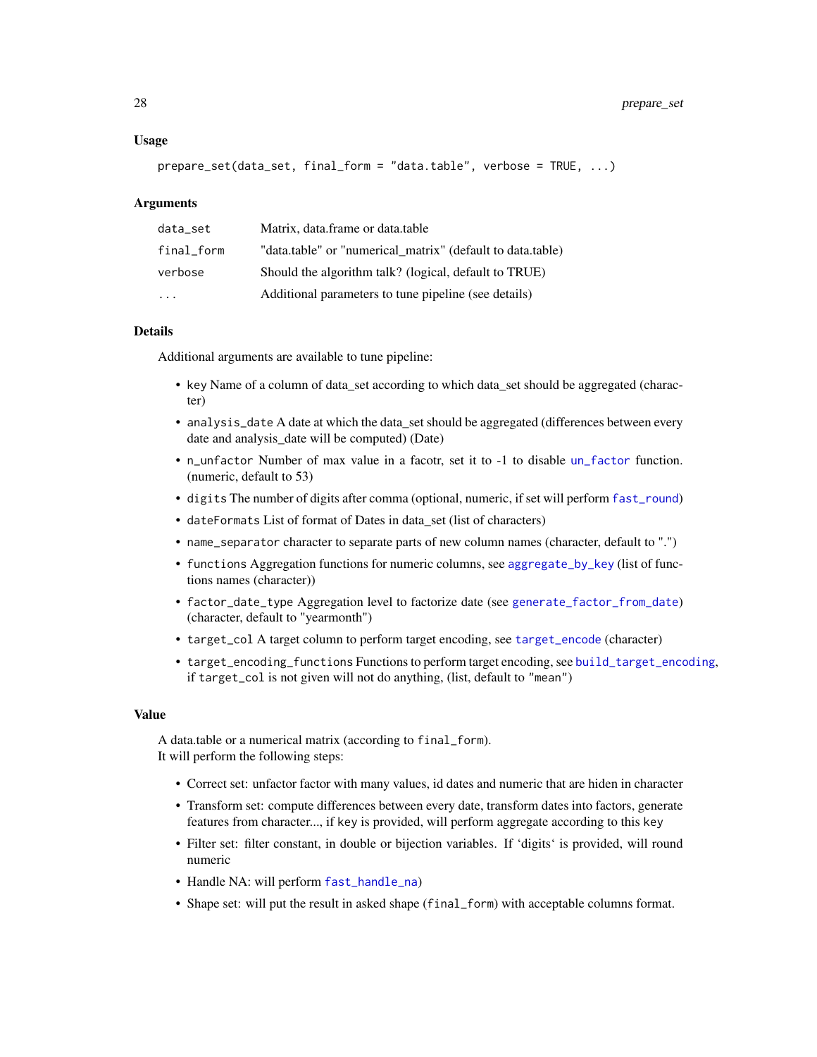### Usage

```
prepare_set(data_set, final_form = "data.table", verbose = TRUE, ...)
```

### Arguments

| | |
|---|---|
| `data_set` | Matrix, data.frame or data.table |
| `final_form` | "data.table" or "numerical_matrix" (default to data.table) |
| `verbose` | Should the algorithm talk? (logical, default to TRUE) |
| `...` | Additional parameters to tune pipeline (see details) |

### Details

Additional arguments are available to tune pipeline:

- `key` Name of a column of data_set according to which data_set should be aggregated (character)
- `analysis_date` A date at which the data_set should be aggregated (differences between every date and analysis_date will be computed) (Date)
- `n_unfactor` Number of max value in a facotr, set it to -1 to disable `un_factor` function. (numeric, default to 53)
- `digits` The number of digits after comma (optional, numeric, if set will perform `fast_round`)
- `dateFormats` List of format of Dates in data_set (list of characters)
- `name_separator` character to separate parts of new column names (character, default to ".")
- `functions` Aggregation functions for numeric columns, see `aggregate_by_key` (list of functions names (character))
- `factor_date_type` Aggregation level to factorize date (see `generate_factor_from_date`) (character, default to "yearmonth")
- `target_col` A target column to perform target encoding, see `target_encode` (character)
- `target_encoding_functions` Functions to perform target encoding, see `build_target_encoding`, if `target_col` is not given will not do anything, (list, default to `"mean"`)

### Value

A data.table or a numerical matrix (according to `final_form`).
It will perform the following steps:

- Correct set: unfactor factor with many values, id dates and numeric that are hiden in character
- Transform set: compute differences between every date, transform dates into factors, generate features from character..., if `key` is provided, will perform aggregate according to this key
- Filter set: filter constant, in double or bijection variables. If 'digits' is provided, will round numeric
- Handle NA: will perform `fast_handle_na`)
- Shape set: will put the result in asked shape (`final_form`) with acceptable columns format.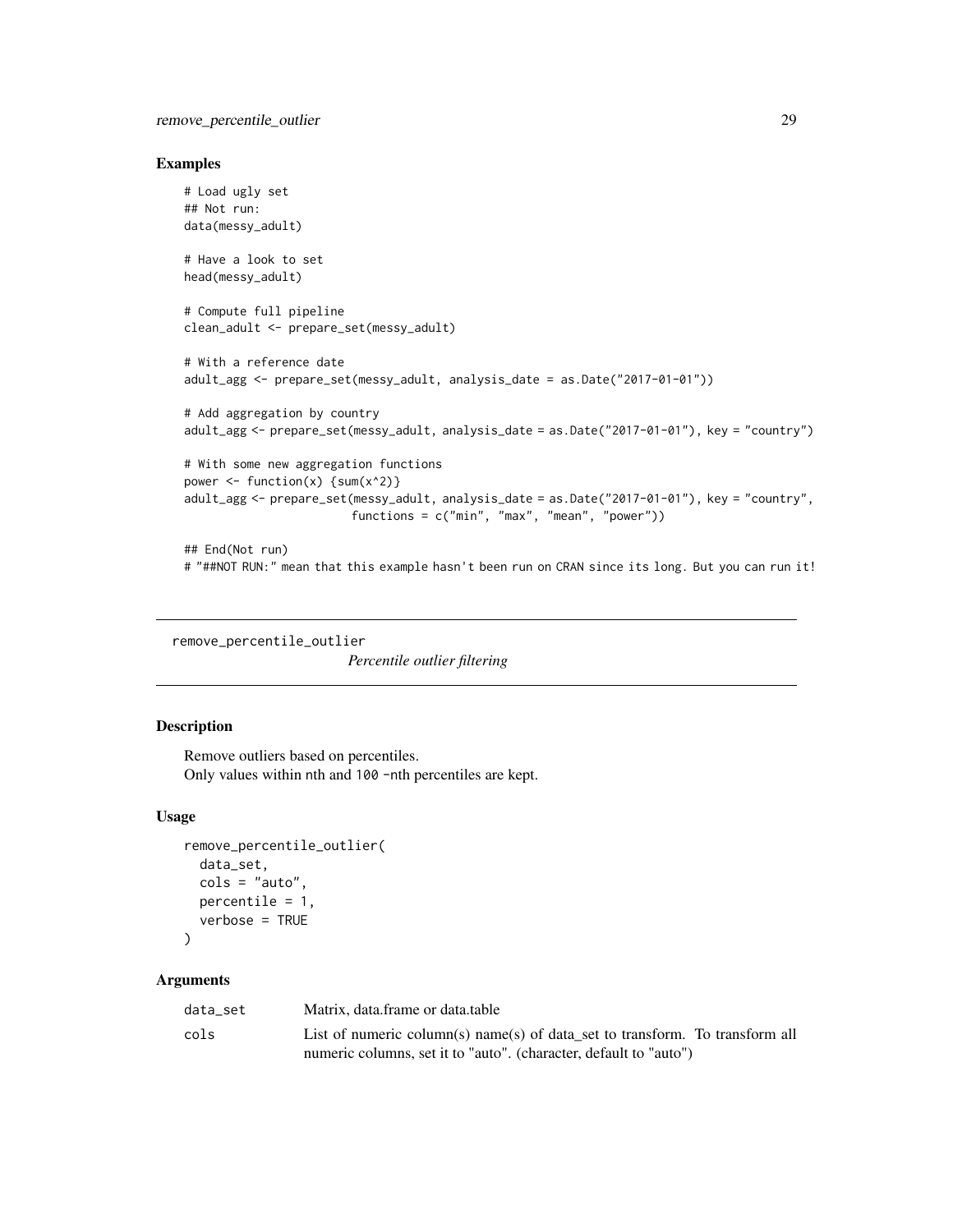## Examples

```
# Load ugly set
## Not run:
data(messy_adult)

# Have a look to set
head(messy_adult)

# Compute full pipeline
clean_adult <- prepare_set(messy_adult)

# With a reference date
adult_agg <- prepare_set(messy_adult, analysis_date = as.Date("2017-01-01"))

# Add aggregation by country
adult_agg <- prepare_set(messy_adult, analysis_date = as.Date("2017-01-01"), key = "country")

# With some new aggregation functions
power <- function(x) {sum(x^2)}
adult_agg <- prepare_set(messy_adult, analysis_date = as.Date("2017-01-01"), key = "country",
                         functions = c("min", "max", "mean", "power"))

## End(Not run)
# "##NOT RUN:" mean that this example hasn't been run on CRAN since its long. But you can run it!
```

---

remove_percentile_outlier *Percentile outlier filtering*

---

## Description

Remove outliers based on percentiles.
Only values within nth and 100 -nth percentiles are kept.

## Usage

```
remove_percentile_outlier(
  data_set,
  cols = "auto",
  percentile = 1,
  verbose = TRUE
)
```

## Arguments

| | |
|---|---|
| data_set | Matrix, data.frame or data.table |
| cols | List of numeric column(s) name(s) of data_set to transform. To transform all numeric columns, set it to "auto". (character, default to "auto") |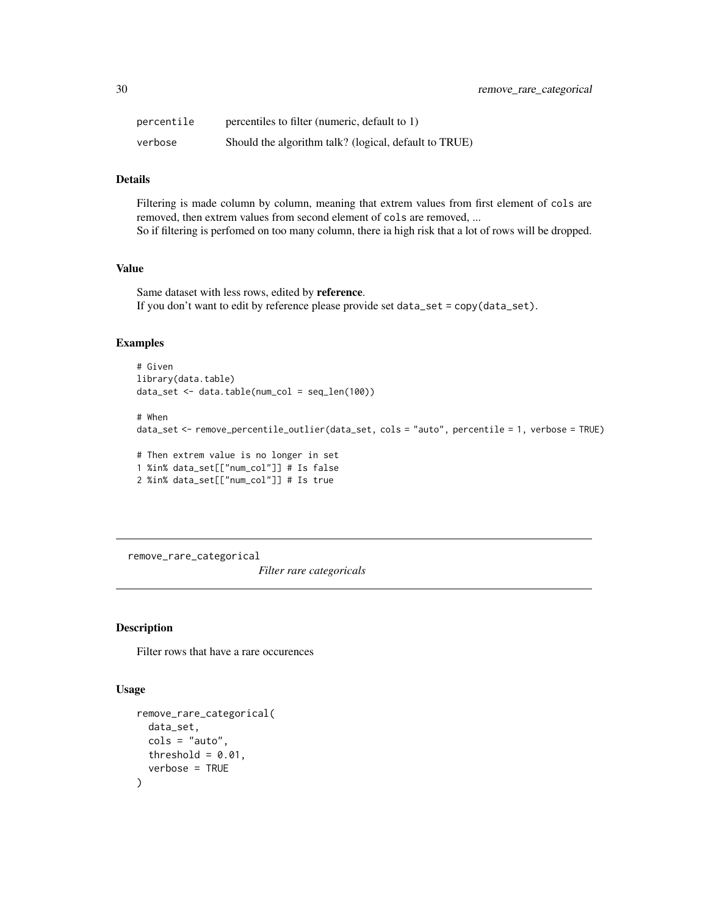| | |
|---|---|
| percentile | percentiles to filter (numeric, default to 1) |
| verbose | Should the algorithm talk? (logical, default to TRUE) |

### Details

Filtering is made column by column, meaning that extrem values from first element of cols are removed, then extrem values from second element of cols are removed, ...
So if filtering is perfomed on too many column, there ia high risk that a lot of rows will be dropped.

### Value

Same dataset with less rows, edited by **reference**.
If you don't want to edit by reference please provide set data_set = copy(data_set).

### Examples

```
# Given
library(data.table)
data_set <- data.table(num_col = seq_len(100))

# When
data_set <- remove_percentile_outlier(data_set, cols = "auto", percentile = 1, verbose = TRUE)

# Then extrem value is no longer in set
1 %in% data_set[["num_col"]] # Is false
2 %in% data_set[["num_col"]] # Is true
```

---

## remove_rare_categorical    *Filter rare categoricals*

---

### Description

Filter rows that have a rare occurences

### Usage

```
remove_rare_categorical(
  data_set,
  cols = "auto",
  threshold = 0.01,
  verbose = TRUE
)
```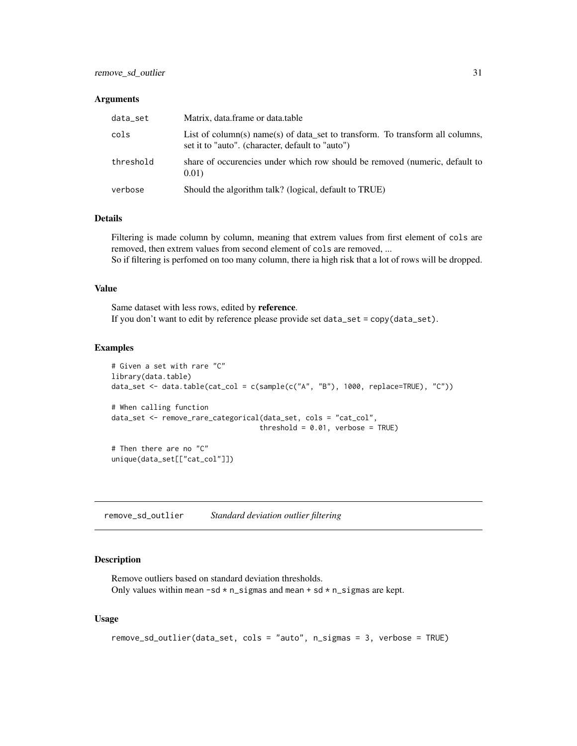### Arguments

| | |
|---|---|
| data_set | Matrix, data.frame or data.table |
| cols | List of column(s) name(s) of data_set to transform. To transform all columns, set it to "auto". (character, default to "auto") |
| threshold | share of occurencies under which row should be removed (numeric, default to 0.01) |
| verbose | Should the algorithm talk? (logical, default to TRUE) |

### Details

Filtering is made column by column, meaning that extrem values from first element of `cols` are removed, then extrem values from second element of `cols` are removed, ...
So if filtering is perfomed on too many column, there ia high risk that a lot of rows will be dropped.

### Value

Same dataset with less rows, edited by **reference**.
If you don't want to edit by reference please provide set `data_set = copy(data_set)`.

### Examples

```
# Given a set with rare "C"
library(data.table)
data_set <- data.table(cat_col = c(sample(c("A", "B"), 1000, replace=TRUE), "C"))

# When calling function
data_set <- remove_rare_categorical(data_set, cols = "cat_col",
                                    threshold = 0.01, verbose = TRUE)

# Then there are no "C"
unique(data_set[["cat_col"]])
```

---

## remove_sd_outlier *Standard deviation outlier filtering*

---

### Description

Remove outliers based on standard deviation thresholds.
Only values within `mean -sd * n_sigmas` and `mean + sd * n_sigmas` are kept.

### Usage

```
remove_sd_outlier(data_set, cols = "auto", n_sigmas = 3, verbose = TRUE)
```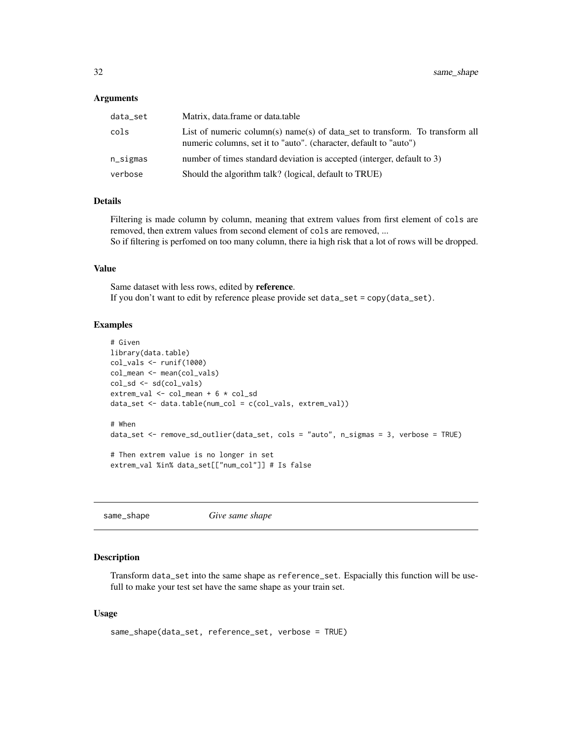### Arguments

| | |
|---|---|
| `data_set` | Matrix, data.frame or data.table |
| `cols` | List of numeric column(s) name(s) of data_set to transform. To transform all numeric columns, set it to "auto". (character, default to "auto") |
| `n_sigmas` | number of times standard deviation is accepted (interger, default to 3) |
| `verbose` | Should the algorithm talk? (logical, default to TRUE) |

### Details

Filtering is made column by column, meaning that extrem values from first element of `cols` are removed, then extrem values from second element of `cols` are removed, ...
So if filtering is perfomed on too many column, there ia high risk that a lot of rows will be dropped.

### Value

Same dataset with less rows, edited by **reference**.
If you don't want to edit by reference please provide set `data_set = copy(data_set)`.

### Examples

```
# Given
library(data.table)
col_vals <- runif(1000)
col_mean <- mean(col_vals)
col_sd <- sd(col_vals)
extrem_val <- col_mean + 6 * col_sd
data_set <- data.table(num_col = c(col_vals, extrem_val))

# When
data_set <- remove_sd_outlier(data_set, cols = "auto", n_sigmas = 3, verbose = TRUE)

# Then extrem value is no longer in set
extrem_val %in% data_set[["num_col"]] # Is false
```

---

## same_shape *Give same shape*

### Description

Transform `data_set` into the same shape as `reference_set`. Espacially this function will be usefull to make your test set have the same shape as your train set.

### Usage

```
same_shape(data_set, reference_set, verbose = TRUE)
```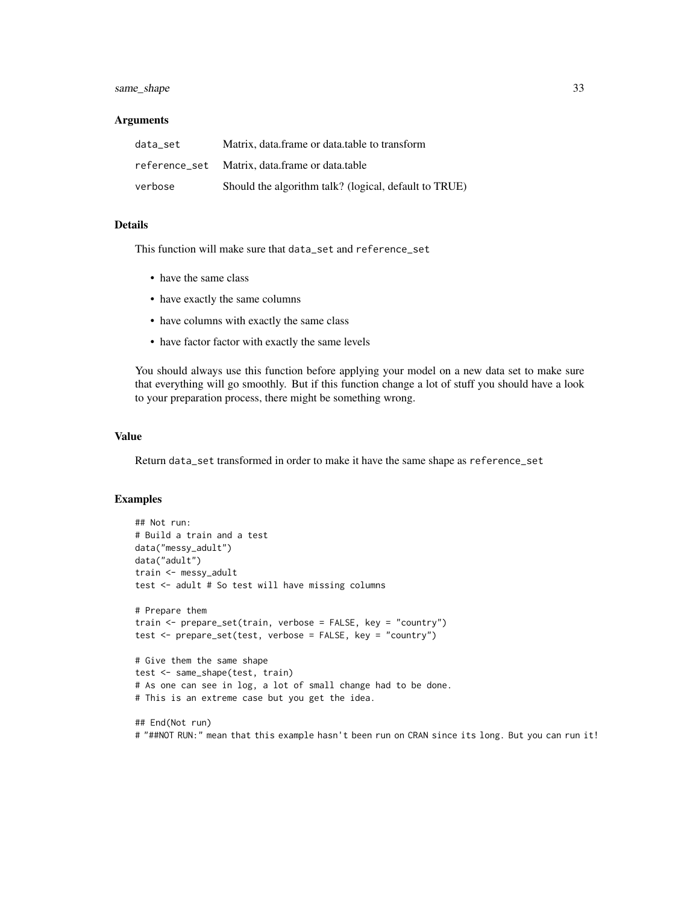### Arguments

| | |
|---|---|
| data_set | Matrix, data.frame or data.table to transform |
| reference_set | Matrix, data.frame or data.table |
| verbose | Should the algorithm talk? (logical, default to TRUE) |

### Details

This function will make sure that data_set and reference_set

- have the same class
- have exactly the same columns
- have columns with exactly the same class
- have factor factor with exactly the same levels

You should always use this function before applying your model on a new data set to make sure that everything will go smoothly. But if this function change a lot of stuff you should have a look to your preparation process, there might be something wrong.

### Value

Return data_set transformed in order to make it have the same shape as reference_set

### Examples

```
## Not run:
# Build a train and a test
data("messy_adult")
data("adult")
train <- messy_adult
test <- adult # So test will have missing columns

# Prepare them
train <- prepare_set(train, verbose = FALSE, key = "country")
test <- prepare_set(test, verbose = FALSE, key = "country")

# Give them the same shape
test <- same_shape(test, train)
# As one can see in log, a lot of small change had to be done.
# This is an extreme case but you get the idea.

## End(Not run)
# "##NOT RUN:" mean that this example hasn't been run on CRAN since its long. But you can run it!
```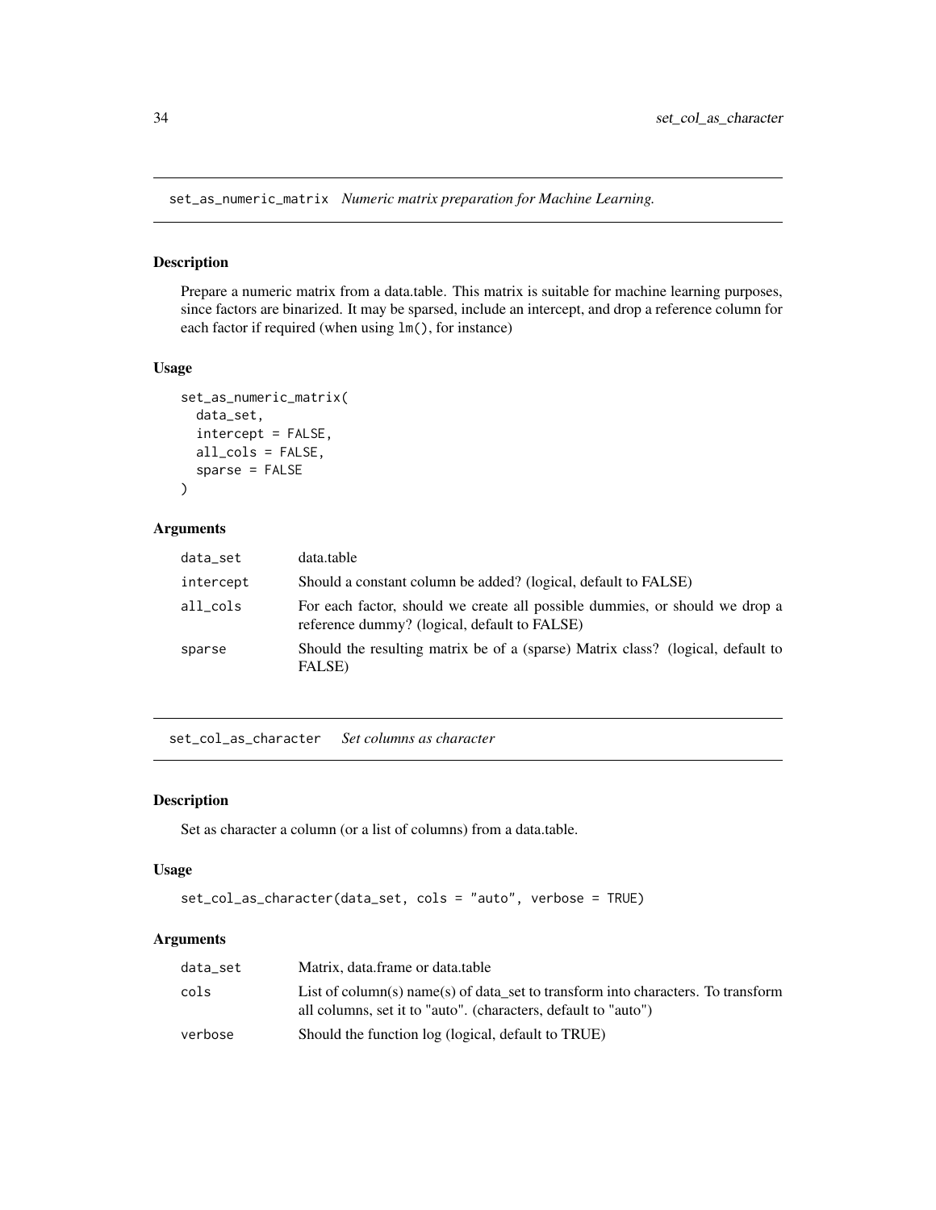## set_as_numeric_matrix *Numeric matrix preparation for Machine Learning.*

### Description

Prepare a numeric matrix from a data.table. This matrix is suitable for machine learning purposes, since factors are binarized. It may be sparsed, include an intercept, and drop a reference column for each factor if required (when using `lm()`, for instance)

### Usage

```
set_as_numeric_matrix(
  data_set,
  intercept = FALSE,
  all_cols = FALSE,
  sparse = FALSE
)
```

### Arguments

| | |
|---|---|
| `data_set` | data.table |
| `intercept` | Should a constant column be added? (logical, default to FALSE) |
| `all_cols` | For each factor, should we create all possible dummies, or should we drop a reference dummy? (logical, default to FALSE) |
| `sparse` | Should the resulting matrix be of a (sparse) Matrix class? (logical, default to FALSE) |

## set_col_as_character *Set columns as character*

### Description

Set as character a column (or a list of columns) from a data.table.

### Usage

```
set_col_as_character(data_set, cols = "auto", verbose = TRUE)
```

### Arguments

| | |
|---|---|
| `data_set` | Matrix, data.frame or data.table |
| `cols` | List of column(s) name(s) of data_set to transform into characters. To transform all columns, set it to "auto". (characters, default to "auto") |
| `verbose` | Should the function log (logical, default to TRUE) |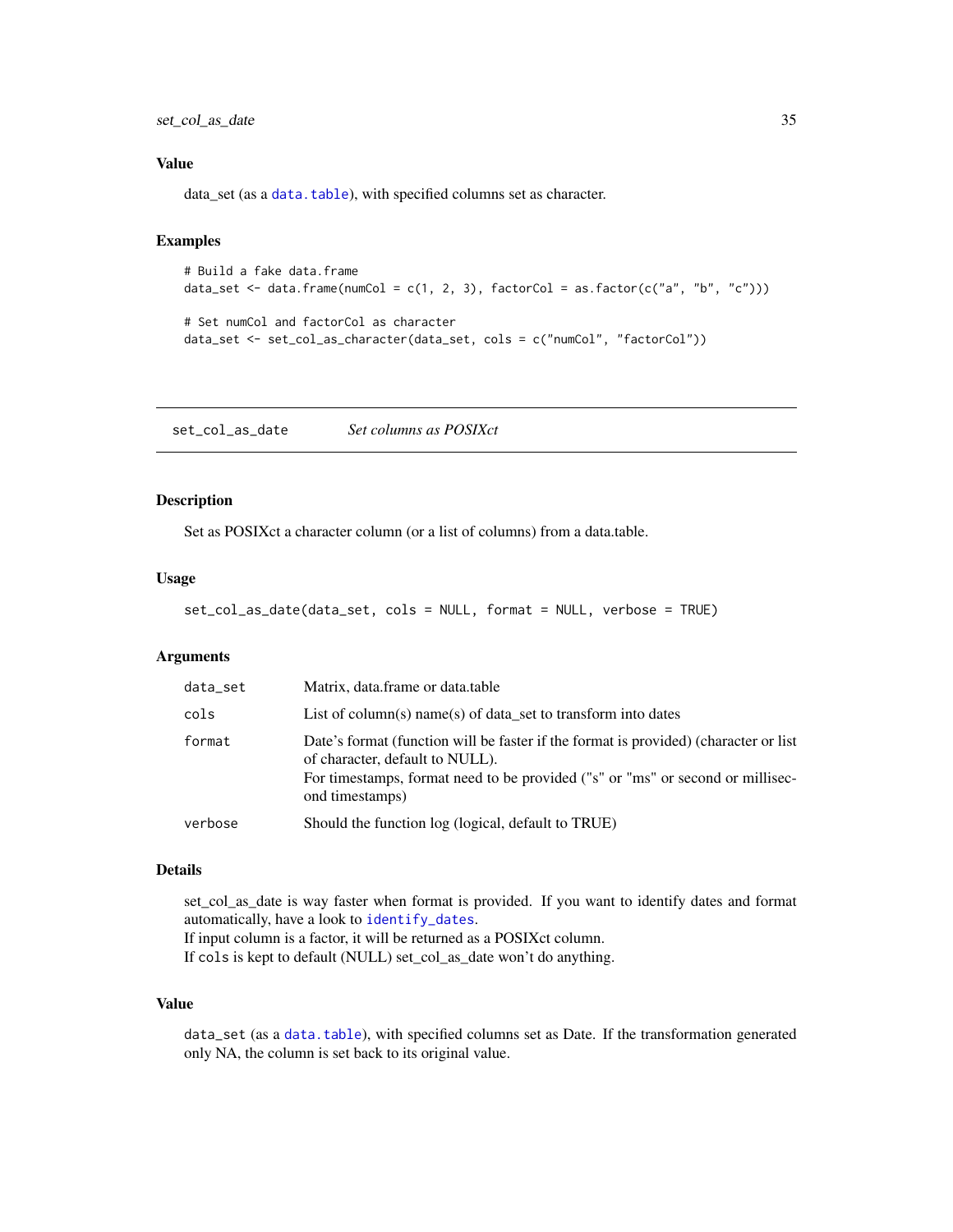### Value

data_set (as a `data.table`), with specified columns set as character.

### Examples

```
# Build a fake data.frame
data_set <- data.frame(numCol = c(1, 2, 3), factorCol = as.factor(c("a", "b", "c")))

# Set numCol and factorCol as character
data_set <- set_col_as_character(data_set, cols = c("numCol", "factorCol"))
```

---

## set_col_as_date *Set columns as POSIXct*

### Description

Set as POSIXct a character column (or a list of columns) from a data.table.

### Usage

```
set_col_as_date(data_set, cols = NULL, format = NULL, verbose = TRUE)
```

### Arguments

| | |
|---|---|
| `data_set` | Matrix, data.frame or data.table |
| `cols` | List of column(s) name(s) of data_set to transform into dates |
| `format` | Date's format (function will be faster if the format is provided) (character or list of character, default to NULL).<br>For timestamps, format need to be provided ("s" or "ms" or second or millisecond timestamps) |
| `verbose` | Should the function log (logical, default to TRUE) |

### Details

set_col_as_date is way faster when format is provided. If you want to identify dates and format automatically, have a look to `identify_dates`.
If input column is a factor, it will be returned as a POSIXct column.
If `cols` is kept to default (NULL) set_col_as_date won't do anything.

### Value

`data_set` (as a `data.table`), with specified columns set as Date. If the transformation generated only NA, the column is set back to its original value.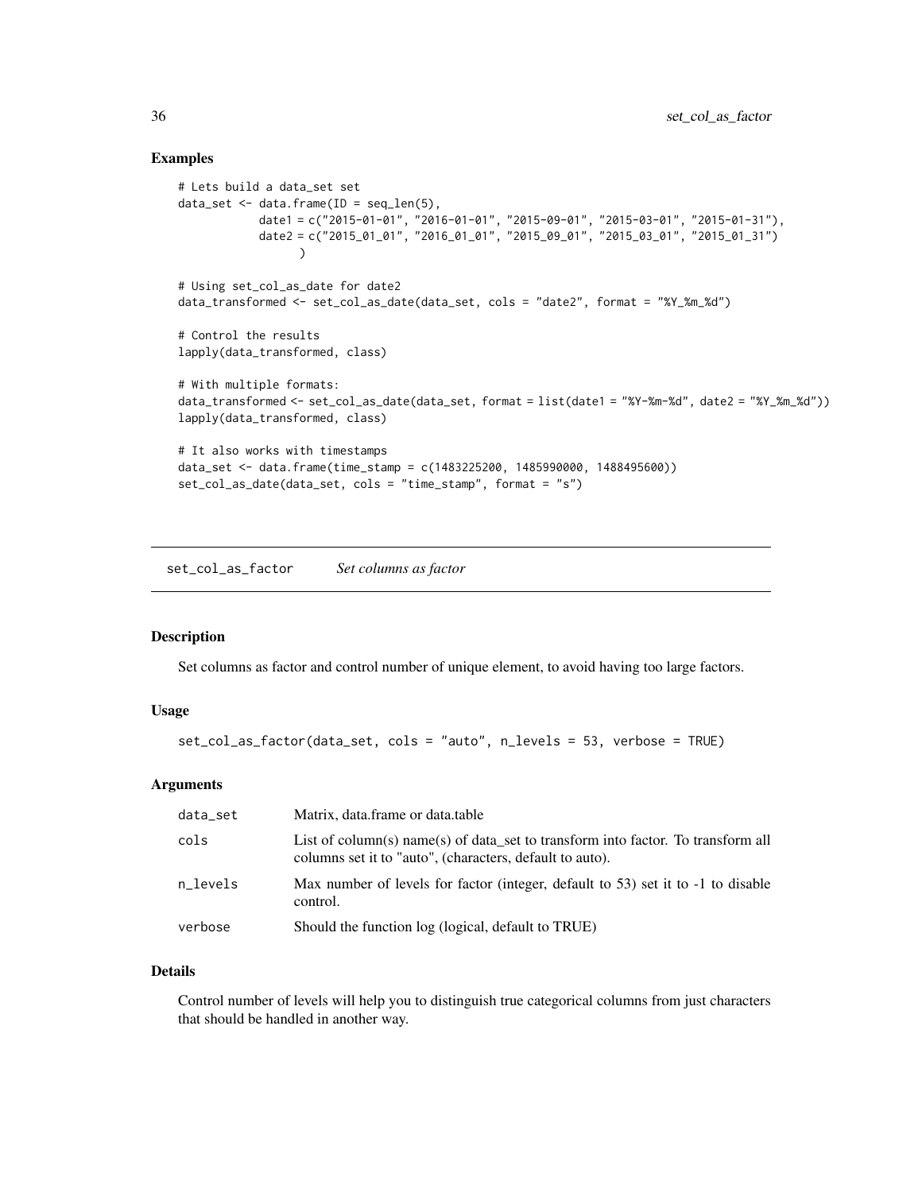### Examples

```
# Lets build a data_set set
data_set <- data.frame(ID = seq_len(5),
            date1 = c("2015-01-01", "2016-01-01", "2015-09-01", "2015-03-01", "2015-01-31"),
            date2 = c("2015_01_01", "2016_01_01", "2015_09_01", "2015_03_01", "2015_01_31")
                 )

# Using set_col_as_date for date2
data_transformed <- set_col_as_date(data_set, cols = "date2", format = "%Y_%m_%d")

# Control the results
lapply(data_transformed, class)

# With multiple formats:
data_transformed <- set_col_as_date(data_set, format = list(date1 = "%Y-%m-%d", date2 = "%Y_%m_%d"))
lapply(data_transformed, class)

# It also works with timestamps
data_set <- data.frame(time_stamp = c(1483225200, 1485990000, 1488495600))
set_col_as_date(data_set, cols = "time_stamp", format = "s")
```

---

## set_col_as_factor *Set columns as factor*

### Description

Set columns as factor and control number of unique element, to avoid having too large factors.

### Usage

```
set_col_as_factor(data_set, cols = "auto", n_levels = 53, verbose = TRUE)
```

### Arguments

| | |
|---|---|
| data_set | Matrix, data.frame or data.table |
| cols | List of column(s) name(s) of data_set to transform into factor. To transform all columns set it to "auto", (characters, default to auto). |
| n_levels | Max number of levels for factor (integer, default to 53) set it to -1 to disable control. |
| verbose | Should the function log (logical, default to TRUE) |

### Details

Control number of levels will help you to distinguish true categorical columns from just characters that should be handled in another way.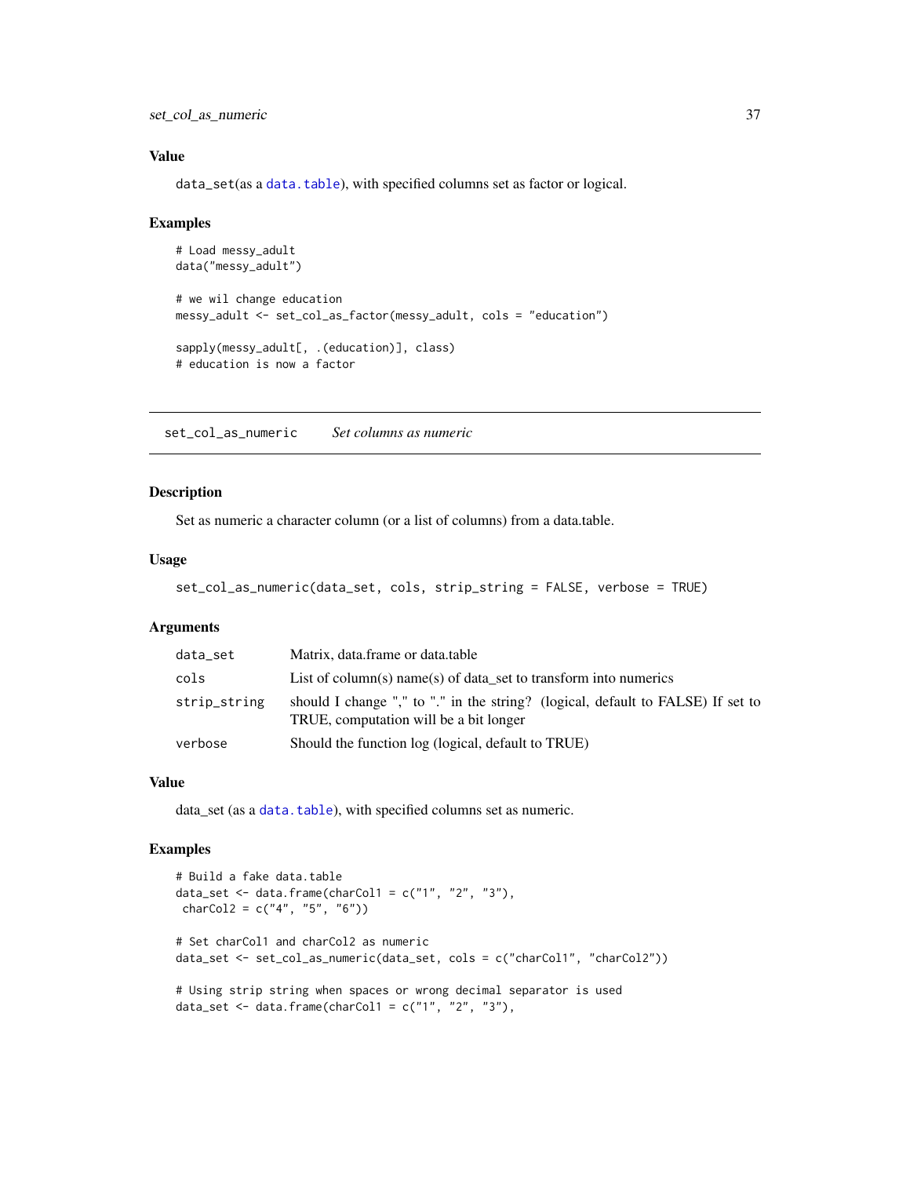### Value

data_set(as a `data.table`), with specified columns set as factor or logical.

### Examples

```
# Load messy_adult
data("messy_adult")

# we wil change education
messy_adult <- set_col_as_factor(messy_adult, cols = "education")

sapply(messy_adult[, .(education)], class)
# education is now a factor
```

---

## set_col_as_numeric    *Set columns as numeric*

### Description

Set as numeric a character column (or a list of columns) from a data.table.

### Usage

```
set_col_as_numeric(data_set, cols, strip_string = FALSE, verbose = TRUE)
```

### Arguments

| | |
|---|---|
| data_set | Matrix, data.frame or data.table |
| cols | List of column(s) name(s) of data_set to transform into numerics |
| strip_string | should I change "," to "." in the string? (logical, default to FALSE) If set to TRUE, computation will be a bit longer |
| verbose | Should the function log (logical, default to TRUE) |

### Value

data_set (as a `data.table`), with specified columns set as numeric.

### Examples

```
# Build a fake data.table
data_set <- data.frame(charCol1 = c("1", "2", "3"),
 charCol2 = c("4", "5", "6"))

# Set charCol1 and charCol2 as numeric
data_set <- set_col_as_numeric(data_set, cols = c("charCol1", "charCol2"))

# Using strip string when spaces or wrong decimal separator is used
data_set <- data.frame(charCol1 = c("1", "2", "3"),
```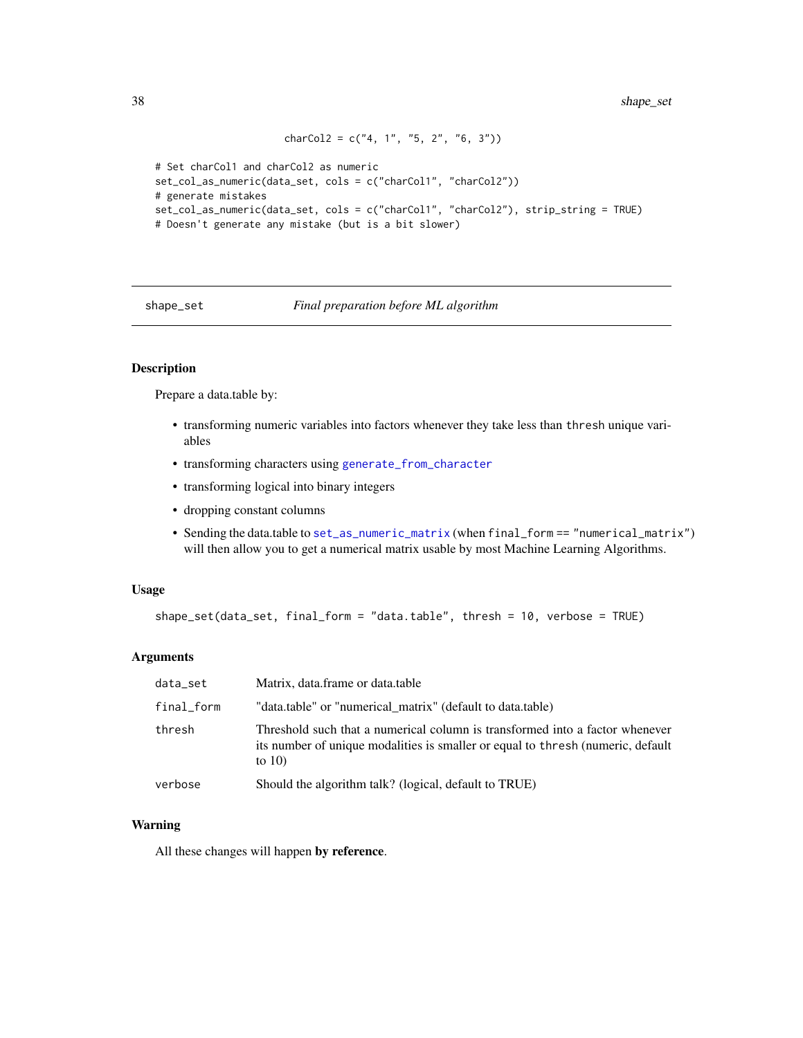```
                      charCol2 = c("4, 1", "5, 2", "6, 3"))

# Set charCol1 and charCol2 as numeric
set_col_as_numeric(data_set, cols = c("charCol1", "charCol2"))
# generate mistakes
set_col_as_numeric(data_set, cols = c("charCol1", "charCol2"), strip_string = TRUE)
# Doesn't generate any mistake (but is a bit slower)
```

---

## shape_set &nbsp;&nbsp;&nbsp;&nbsp; *Final preparation before ML algorithm*

---

### Description

Prepare a data.table by:

- transforming numeric variables into factors whenever they take less than `thresh` unique variables
- transforming characters using `generate_from_character`
- transforming logical into binary integers
- dropping constant columns
- Sending the data.table to `set_as_numeric_matrix` (when `final_form` == "numerical_matrix") will then allow you to get a numerical matrix usable by most Machine Learning Algorithms.

### Usage

```
shape_set(data_set, final_form = "data.table", thresh = 10, verbose = TRUE)
```

### Arguments

| | |
|---|---|
| `data_set` | Matrix, data.frame or data.table |
| `final_form` | "data.table" or "numerical_matrix" (default to data.table) |
| `thresh` | Threshold such that a numerical column is transformed into a factor whenever its number of unique modalities is smaller or equal to `thresh` (numeric, default to 10) |
| `verbose` | Should the algorithm talk? (logical, default to TRUE) |

### Warning

All these changes will happen **by reference**.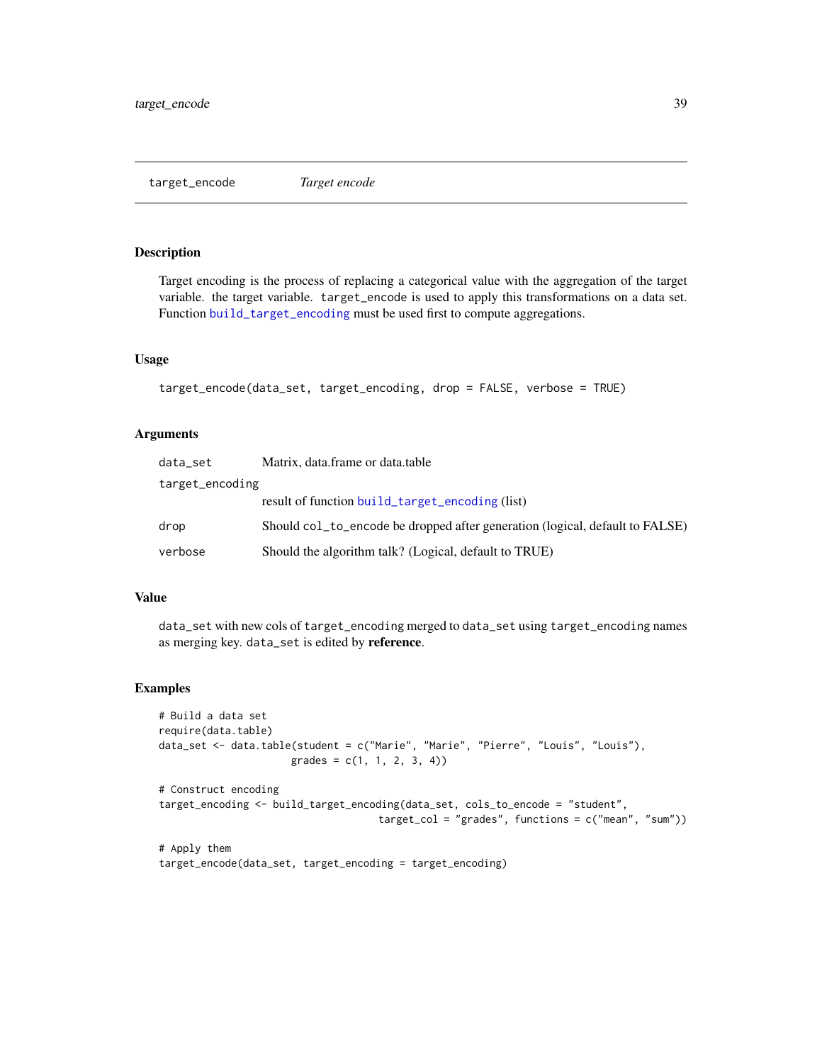## target_encode — *Target encode*

### Description

Target encoding is the process of replacing a categorical value with the aggregation of the target variable. the target variable. `target_encode` is used to apply this transformations on a data set. Function `build_target_encoding` must be used first to compute aggregations.

### Usage

```
target_encode(data_set, target_encoding, drop = FALSE, verbose = TRUE)
```

### Arguments

| | |
|---|---|
| `data_set` | Matrix, data.frame or data.table |
| `target_encoding` | result of function `build_target_encoding` (list) |
| `drop` | Should `col_to_encode` be dropped after generation (logical, default to FALSE) |
| `verbose` | Should the algorithm talk? (Logical, default to TRUE) |

### Value

`data_set` with new cols of `target_encoding` merged to `data_set` using `target_encoding` names as merging key. `data_set` is edited by **reference**.

### Examples

```
# Build a data set
require(data.table)
data_set <- data.table(student = c("Marie", "Marie", "Pierre", "Louis", "Louis"),
                      grades = c(1, 1, 2, 3, 4))

# Construct encoding
target_encoding <- build_target_encoding(data_set, cols_to_encode = "student",
                                         target_col = "grades", functions = c("mean", "sum"))

# Apply them
target_encode(data_set, target_encoding = target_encoding)
```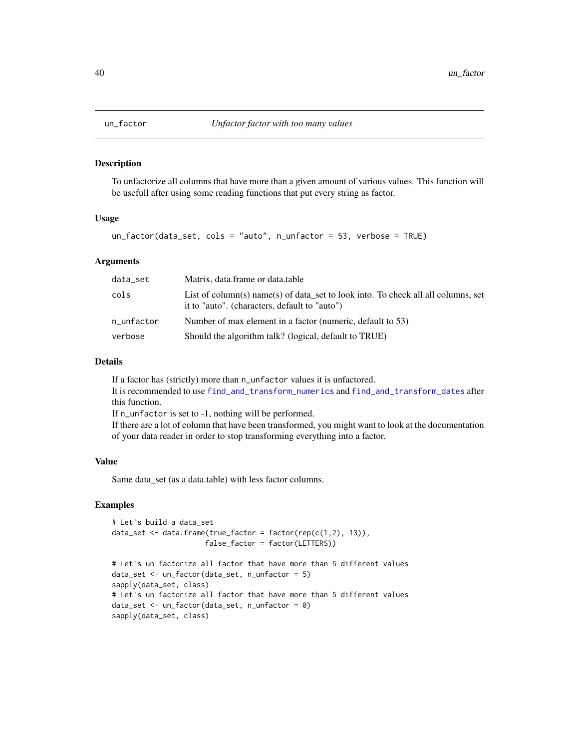## un_factor — *Unfactor factor with too many values*

### Description

To unfactorize all columns that have more than a given amount of various values. This function will be usefull after using some reading functions that put every string as factor.

### Usage

```
un_factor(data_set, cols = "auto", n_unfactor = 53, verbose = TRUE)
```

### Arguments

| | |
|---|---|
| `data_set` | Matrix, data.frame or data.table |
| `cols` | List of column(s) name(s) of data_set to look into. To check all all columns, set it to "auto". (characters, default to "auto") |
| `n_unfactor` | Number of max element in a factor (numeric, default to 53) |
| `verbose` | Should the algorithm talk? (logical, default to TRUE) |

### Details

If a factor has (strictly) more than `n_unfactor` values it is unfactored.
It is recommended to use `find_and_transform_numerics` and `find_and_transform_dates` after this function.
If `n_unfactor` is set to -1, nothing will be performed.
If there are a lot of column that have been transformed, you might want to look at the documentation of your data reader in order to stop transforming everything into a factor.

### Value

Same data_set (as a data.table) with less factor columns.

### Examples

```
# Let's build a data_set
data_set <- data.frame(true_factor = factor(rep(c(1,2), 13)),
                       false_factor = factor(LETTERS))

# Let's un factorize all factor that have more than 5 different values
data_set <- un_factor(data_set, n_unfactor = 5)
sapply(data_set, class)
# Let's un factorize all factor that have more than 5 different values
data_set <- un_factor(data_set, n_unfactor = 0)
sapply(data_set, class)
```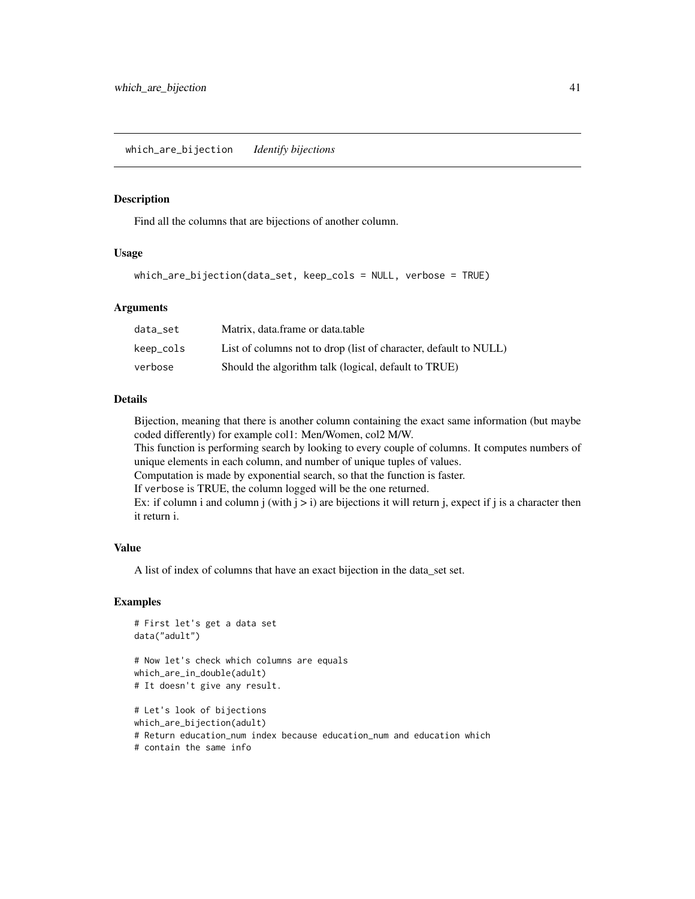## which_are_bijection *Identify bijections*

### Description

Find all the columns that are bijections of another column.

### Usage

```
which_are_bijection(data_set, keep_cols = NULL, verbose = TRUE)
```

### Arguments

| | |
|---|---|
| data_set | Matrix, data.frame or data.table |
| keep_cols | List of columns not to drop (list of character, default to NULL) |
| verbose | Should the algorithm talk (logical, default to TRUE) |

### Details

Bijection, meaning that there is another column containing the exact same information (but maybe coded differently) for example col1: Men/Women, col2 M/W.
This function is performing search by looking to every couple of columns. It computes numbers of unique elements in each column, and number of unique tuples of values.
Computation is made by exponential search, so that the function is faster.
If verbose is TRUE, the column logged will be the one returned.
Ex: if column i and column j (with j > i) are bijections it will return j, expect if j is a character then it return i.

### Value

A list of index of columns that have an exact bijection in the data_set set.

### Examples

```
# First let's get a data set
data("adult")

# Now let's check which columns are equals
which_are_in_double(adult)
# It doesn't give any result.

# Let's look of bijections
which_are_bijection(adult)
# Return education_num index because education_num and education which
# contain the same info
```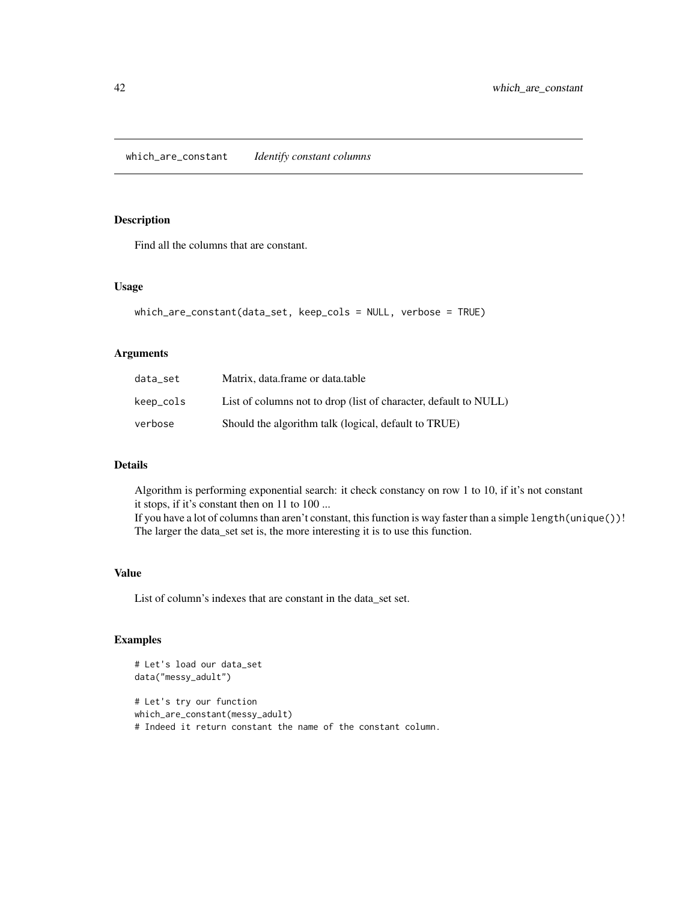## which_are_constant *Identify constant columns*

### Description

Find all the columns that are constant.

### Usage

```
which_are_constant(data_set, keep_cols = NULL, verbose = TRUE)
```

### Arguments

| | |
|---|---|
| data_set | Matrix, data.frame or data.table |
| keep_cols | List of columns not to drop (list of character, default to NULL) |
| verbose | Should the algorithm talk (logical, default to TRUE) |

### Details

Algorithm is performing exponential search: it check constancy on row 1 to 10, if it's not constant it stops, if it's constant then on 11 to 100 ...
If you have a lot of columns than aren't constant, this function is way faster than a simple `length(unique())`! The larger the data_set set is, the more interesting it is to use this function.

### Value

List of column's indexes that are constant in the data_set set.

### Examples

```
# Let's load our data_set
data("messy_adult")

# Let's try our function
which_are_constant(messy_adult)
# Indeed it return constant the name of the constant column.
```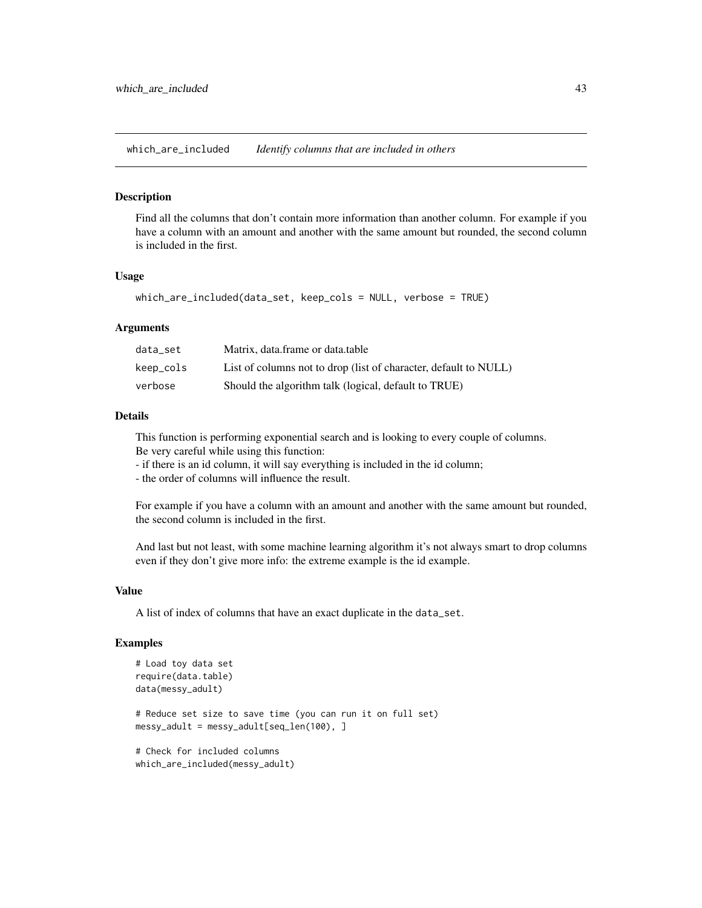## which_are_included *Identify columns that are included in others*

### Description

Find all the columns that don't contain more information than another column. For example if you have a column with an amount and another with the same amount but rounded, the second column is included in the first.

### Usage

```
which_are_included(data_set, keep_cols = NULL, verbose = TRUE)
```

### Arguments

| | |
|---|---|
| `data_set` | Matrix, data.frame or data.table |
| `keep_cols` | List of columns not to drop (list of character, default to NULL) |
| `verbose` | Should the algorithm talk (logical, default to TRUE) |

### Details

This function is performing exponential search and is looking to every couple of columns.
Be very careful while using this function:
- if there is an id column, it will say everything is included in the id column;
- the order of columns will influence the result.

For example if you have a column with an amount and another with the same amount but rounded, the second column is included in the first.

And last but not least, with some machine learning algorithm it's not always smart to drop columns even if they don't give more info: the extreme example is the id example.

### Value

A list of index of columns that have an exact duplicate in the `data_set`.

### Examples

```
# Load toy data set
require(data.table)
data(messy_adult)

# Reduce set size to save time (you can run it on full set)
messy_adult = messy_adult[seq_len(100), ]

# Check for included columns
which_are_included(messy_adult)
```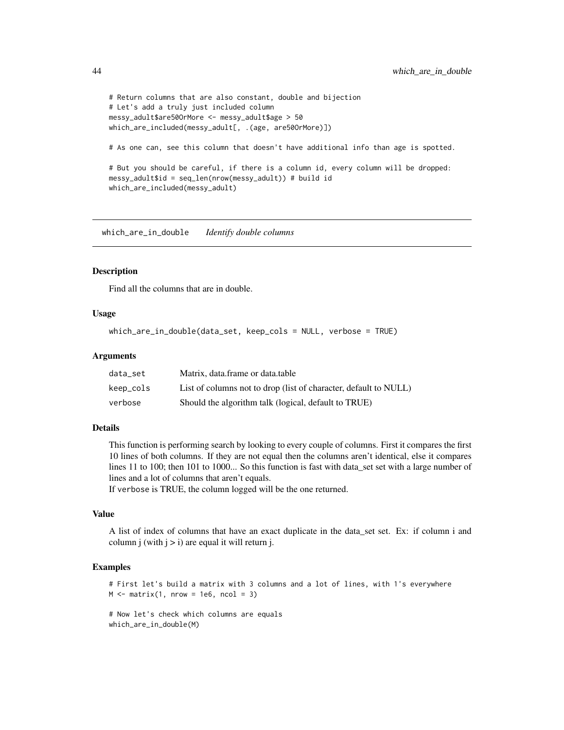```
# Return columns that are also constant, double and bijection
# Let's add a truly just included column
messy_adult$are50OrMore <- messy_adult$age > 50
which_are_included(messy_adult[, .(age, are50OrMore)])

# As one can, see this column that doesn't have additional info than age is spotted.

# But you should be careful, if there is a column id, every column will be dropped:
messy_adult$id = seq_len(nrow(messy_adult)) # build id
which_are_included(messy_adult)
```

## which_are_in_double *Identify double columns*

### Description

Find all the columns that are in double.

### Usage

```
which_are_in_double(data_set, keep_cols = NULL, verbose = TRUE)
```

### Arguments

| | |
|---|---|
| data_set | Matrix, data.frame or data.table |
| keep_cols | List of columns not to drop (list of character, default to NULL) |
| verbose | Should the algorithm talk (logical, default to TRUE) |

### Details

This function is performing search by looking to every couple of columns. First it compares the first 10 lines of both columns. If they are not equal then the columns aren't identical, else it compares lines 11 to 100; then 101 to 1000... So this function is fast with data_set set with a large number of lines and a lot of columns that aren't equals.
If verbose is TRUE, the column logged will be the one returned.

### Value

A list of index of columns that have an exact duplicate in the data_set set. Ex: if column i and column j (with j > i) are equal it will return j.

### Examples

```
# First let's build a matrix with 3 columns and a lot of lines, with 1's everywhere
M <- matrix(1, nrow = 1e6, ncol = 3)

# Now let's check which columns are equals
which_are_in_double(M)
```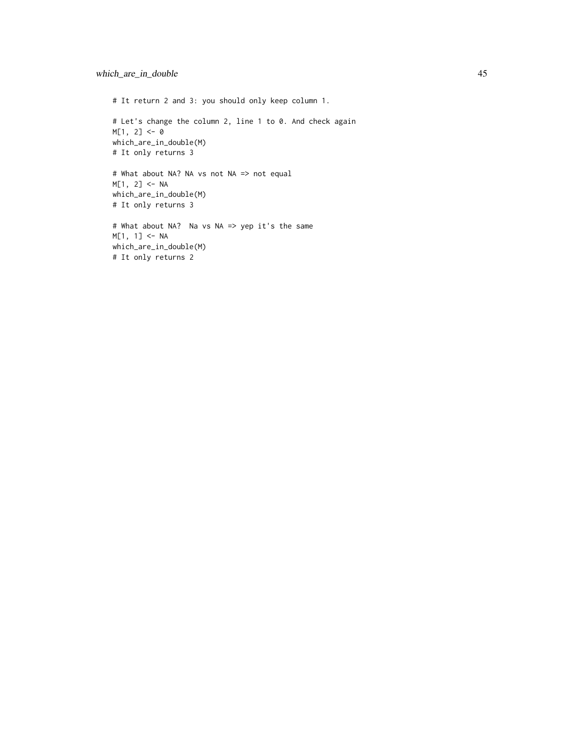```
# It return 2 and 3: you should only keep column 1.

# Let's change the column 2, line 1 to 0. And check again
M[1, 2] <- 0
which_are_in_double(M)
# It only returns 3

# What about NA? NA vs not NA => not equal
M[1, 2] <- NA
which_are_in_double(M)
# It only returns 3

# What about NA?  Na vs NA => yep it's the same
M[1, 1] <- NA
which_are_in_double(M)
# It only returns 2
```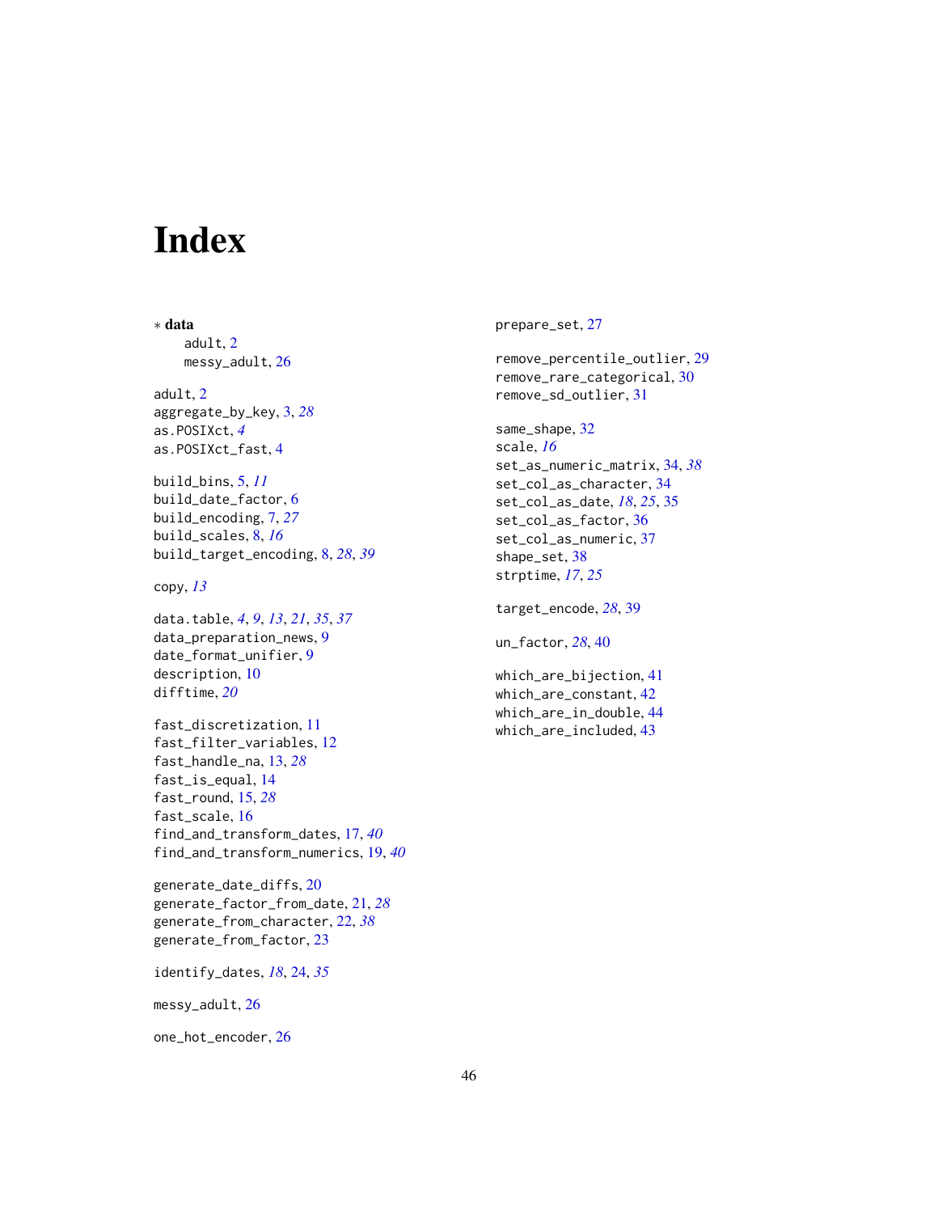# Index

∗ **data**

adult, 2
messy_adult, 26

adult, 2
aggregate_by_key, 3, *28*
as.POSIXct, *4*
as.POSIXct_fast, 4

build_bins, 5, *11*
build_date_factor, 6
build_encoding, 7, *27*
build_scales, 8, *16*
build_target_encoding, 8, *28*, *39*

copy, *13*

data.table, *4*, *9*, *13*, *21*, *35*, *37*
data_preparation_news, 9
date_format_unifier, 9
description, 10
difftime, *20*

fast_discretization, 11
fast_filter_variables, 12
fast_handle_na, 13, *28*
fast_is_equal, 14
fast_round, 15, *28*
fast_scale, 16
find_and_transform_dates, 17, *40*
find_and_transform_numerics, 19, *40*

generate_date_diffs, 20
generate_factor_from_date, 21, *28*
generate_from_character, 22, *38*
generate_from_factor, 23

identify_dates, *18*, 24, *35*

messy_adult, 26

one_hot_encoder, 26

prepare_set, 27

remove_percentile_outlier, 29
remove_rare_categorical, 30
remove_sd_outlier, 31

same_shape, 32
scale, *16*
set_as_numeric_matrix, 34, *38*
set_col_as_character, 34
set_col_as_date, *18*, *25*, 35
set_col_as_factor, 36
set_col_as_numeric, 37
shape_set, 38
strptime, *17*, *25*

target_encode, *28*, 39

un_factor, *28*, 40

which_are_bijection, 41
which_are_constant, 42
which_are_in_double, 44
which_are_included, 43